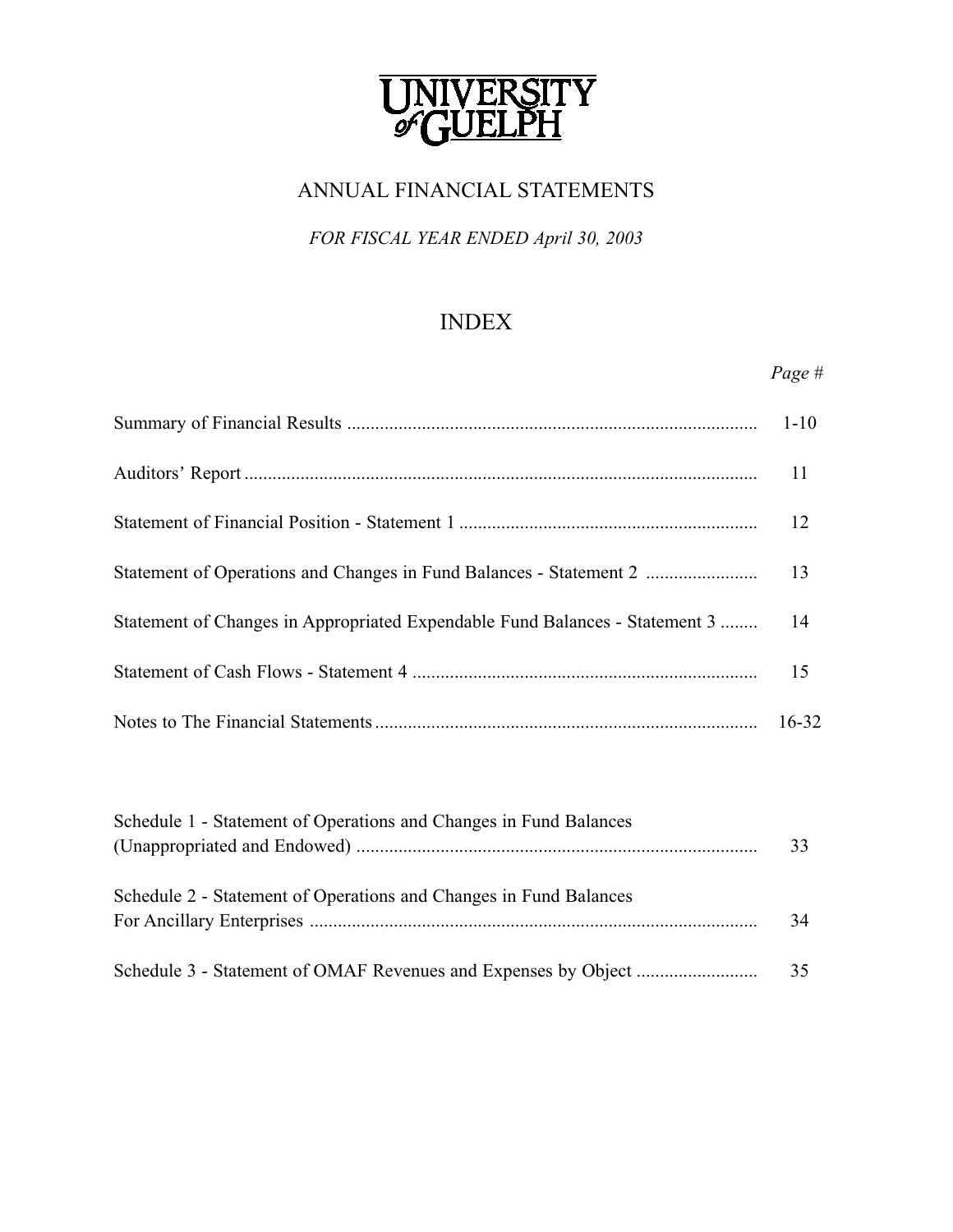# UNIVERSITY of GUELPH

## ANNUAL FINANCIAL STATEMENTS

*FOR FISCAL YEAR ENDED April 30, 2003*

## INDEX

| | *Page #* |
|---|---|
| Summary of Financial Results | 1-10 |
| Auditors' Report | 11 |
| Statement of Financial Position - Statement 1 | 12 |
| Statement of Operations and Changes in Fund Balances - Statement 2 | 13 |
| Statement of Changes in Appropriated Expendable Fund Balances - Statement 3 | 14 |
| Statement of Cash Flows - Statement 4 | 15 |
| Notes to The Financial Statements | 16-32 |
| Schedule 1 - Statement of Operations and Changes in Fund Balances (Unappropriated and Endowed) | 33 |
| Schedule 2 - Statement of Operations and Changes in Fund Balances For Ancillary Enterprises | 34 |
| Schedule 3 - Statement of OMAF Revenues and Expenses by Object | 35 |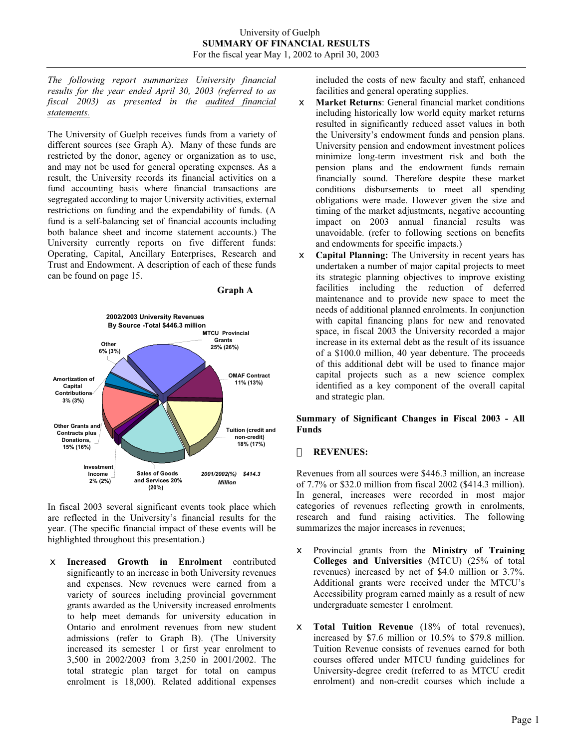University of Guelph
**SUMMARY OF FINANCIAL RESULTS**
For the fiscal year May 1, 2002 to April 30, 2003

*The following report summarizes University financial results for the year ended April 30, 2003 (referred to as fiscal 2003) as presented in the* ***audited financial statements.***

The University of Guelph receives funds from a variety of different sources (see Graph A). Many of these funds are restricted by the donor, agency or organization as to use, and may not be used for general operating expenses. As a result, the University records its financial activities on a fund accounting basis where financial transactions are segregated according to major University activities, external restrictions on funding and the expendability of funds. (A fund is a self-balancing set of financial accounts including both balance sheet and income statement accounts.) The University currently reports on five different funds: Operating, Capital, Ancillary Enterprises, Research and Trust and Endowment. A description of each of these funds can be found on page 15.

**Graph A**

**2002/2003 University Revenues By Source -Total $446.3 million**

| Source | 2002/2003 | 2001/2002 |
|---|---|---|
| MTCU Provincial Grants | 25% | (26%) |
| OMAF Contract | 11% | (13%) |
| Tuition (credit and non-credit) | 18% | (17%) |
| Sales of Goods and Services | 20% | (20%) |
| Investment Income | 2% | (2%) |
| Other Grants and Contracts plus Donations | 15% | (16%) |
| Amortization of Capital Contributions | 3% | (3%) |
| Other | 6% | (3%) |

*2001/2002(%) $414.3 Million*

In fiscal 2003 several significant events took place which are reflected in the University's financial results for the year. (The specific financial impact of these events will be highlighted throughout this presentation.)

- **Increased Growth in Enrolment** contributed significantly to an increase in both University revenues and expenses. New revenues were earned from a variety of sources including provincial government grants awarded as the University increased enrolments to help meet demands for university education in Ontario and enrolment revenues from new student admissions (refer to Graph B). (The University increased its semester 1 or first year enrolment to 3,500 in 2002/2003 from 3,250 in 2001/2002. The total strategic plan target for total on campus enrolment is 18,000). Related additional expenses included the costs of new faculty and staff, enhanced facilities and general operating supplies.
- **Market Returns**: General financial market conditions including historically low world equity market returns resulted in significantly reduced asset values in both the University's endowment funds and pension plans. University pension and endowment investment polices minimize long-term investment risk and both the pension plans and the endowment funds remain financially sound. Therefore despite these market conditions disbursements to meet all spending obligations were made. However given the size and timing of the market adjustments, negative accounting impact on 2003 annual financial results was unavoidable. (refer to following sections on benefits and endowments for specific impacts.)
- **Capital Planning:** The University in recent years has undertaken a number of major capital projects to meet its strategic planning objectives to improve existing facilities including the reduction of deferred maintenance and to provide new space to meet the needs of additional planned enrolments. In conjunction with capital financing plans for new and renovated space, in fiscal 2003 the University recorded a major increase in its external debt as the result of its issuance of a $100.0 million, 40 year debenture. The proceeds of this additional debt will be used to finance major capital projects such as a new science complex identified as a key component of the overall capital and strategic plan.

**Summary of Significant Changes in Fiscal 2003 - All Funds**

- **REVENUES:**

Revenues from all sources were $446.3 million, an increase of 7.7% or $32.0 million from fiscal 2002 ($414.3 million). In general, increases were recorded in most major categories of revenues reflecting growth in enrolments, research and fund raising activities. The following summarizes the major increases in revenues;

- Provincial grants from the **Ministry of Training Colleges and Universities** (MTCU) (25% of total revenues) increased by net of $4.0 million or 3.7%. Additional grants were received under the MTCU's Accessibility program earned mainly as a result of new undergraduate semester 1 enrolment.
- **Total Tuition Revenue** (18% of total revenues), increased by $7.6 million or 10.5% to $79.8 million. Tuition Revenue consists of revenues earned for both courses offered under MTCU funding guidelines for University-degree credit (referred to as MTCU credit enrolment) and non-credit courses which include a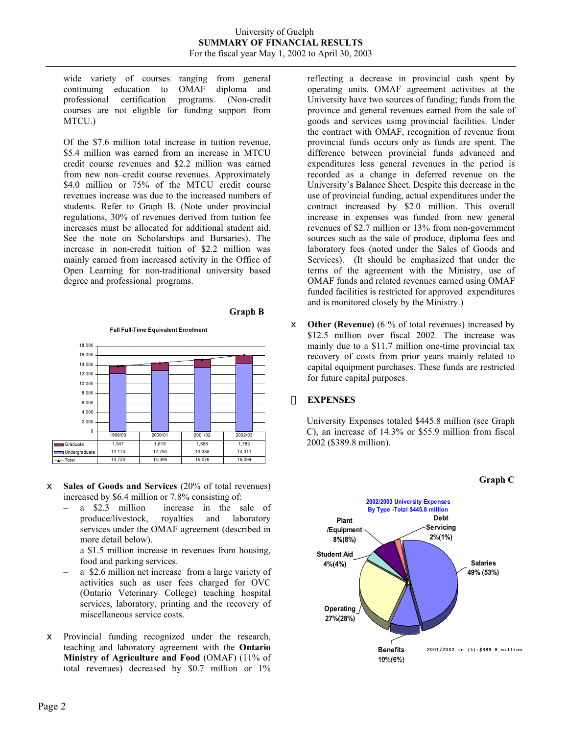wide variety of courses ranging from general continuing education to OMAF diploma and professional certification programs. (Non-credit courses are not eligible for funding support from MTCU.)

Of the $7.6 million total increase in tuition revenue, $5.4 million was earned from an increase in MTCU credit course revenues and $2.2 million was earned from new non–credit course revenues. Approximately $4.0 million or 75% of the MTCU credit course revenues increase was due to the increased numbers of students. Refer to Graph B. (Note under provincial regulations, 30% of revenues derived from tuition fee increases must be allocated for additional student aid. See the note on Scholarships and Bursaries). The increase in non-credit tuition of $2.2 million was mainly earned from increased activity in the Office of Open Learning for non-traditional university based degree and professional programs.

**Graph B**

**Fall Full-Time Equivalent Enrolment**

| | 1999/00 | 2000/01 | 2001/02 | 2002/03 |
|---|---|---|---|---|
| Graduate | 1,547 | 1,619 | 1,688 | 1,783 |
| Undergraduate | 12,173 | 12,780 | 13,388 | 14,311 |
| Total | 13,720 | 14,399 | 15,076 | 16,094 |

- **Sales of Goods and Services** (20% of total revenues) increased by $6.4 million or 7.8% consisting of:
  - a $2.3 million increase in the sale of produce/livestock, royalties and laboratory services under the OMAF agreement (described in more detail below).
  - a $1.5 million increase in revenues from housing, food and parking services.
  - a $2.6 million net increase from a large variety of activities such as user fees charged for OVC (Ontario Veterinary College) teaching hospital services, laboratory, printing and the recovery of miscellaneous service costs.

- Provincial funding recognized under the research, teaching and laboratory agreement with the **Ontario Ministry of Agriculture and Food** (OMAF) (11% of total revenues) decreased by $0.7 million or 1% reflecting a decrease in provincial cash spent by operating units. OMAF agreement activities at the University have two sources of funding; funds from the province and general revenues earned from the sale of goods and services using provincial facilities. Under the contract with OMAF, recognition of revenue from provincial funds occurs only as funds are spent. The difference between provincial funds advanced and expenditures less general revenues in the period is recorded as a change in deferred revenue on the University's Balance Sheet. Despite this decrease in the use of provincial funding, actual expenditures under the contract increased by $2.0 million. This overall increase in expenses was funded from new general revenues of $2.7 million or 13% from non-government sources such as the sale of produce, diploma fees and laboratory fees (noted under the Sales of Goods and Services). (It should be emphasized that under the terms of the agreement with the Ministry, use of OMAF funds and related revenues earned using OMAF funded facilities is restricted for approved expenditures and is monitored closely by the Ministry.)

- **Other (Revenue)** (6 % of total revenues) increased by $12.5 million over fiscal 2002. The increase was mainly due to a $11.7 million one-time provincial tax recovery of costs from prior years mainly related to capital equipment purchases. These funds are restricted for future capital purposes.

## EXPENSES

University Expenses totaled $445.8 million (see Graph C), an increase of 14.3% or $55.9 million from fiscal 2002 ($389.8 million).

**Graph C**

**2002/2003 University Expenses By Type -Total $445.8 million**

- Salaries 49% (53%)
- Benefits 10%(6%)
- Operating 27%(28%)
- Student Aid 4%(4%)
- Plant /Equipment 8%(8%)
- Debt Servicing 2%(1%)

2001/2002 in (%):$389.8 million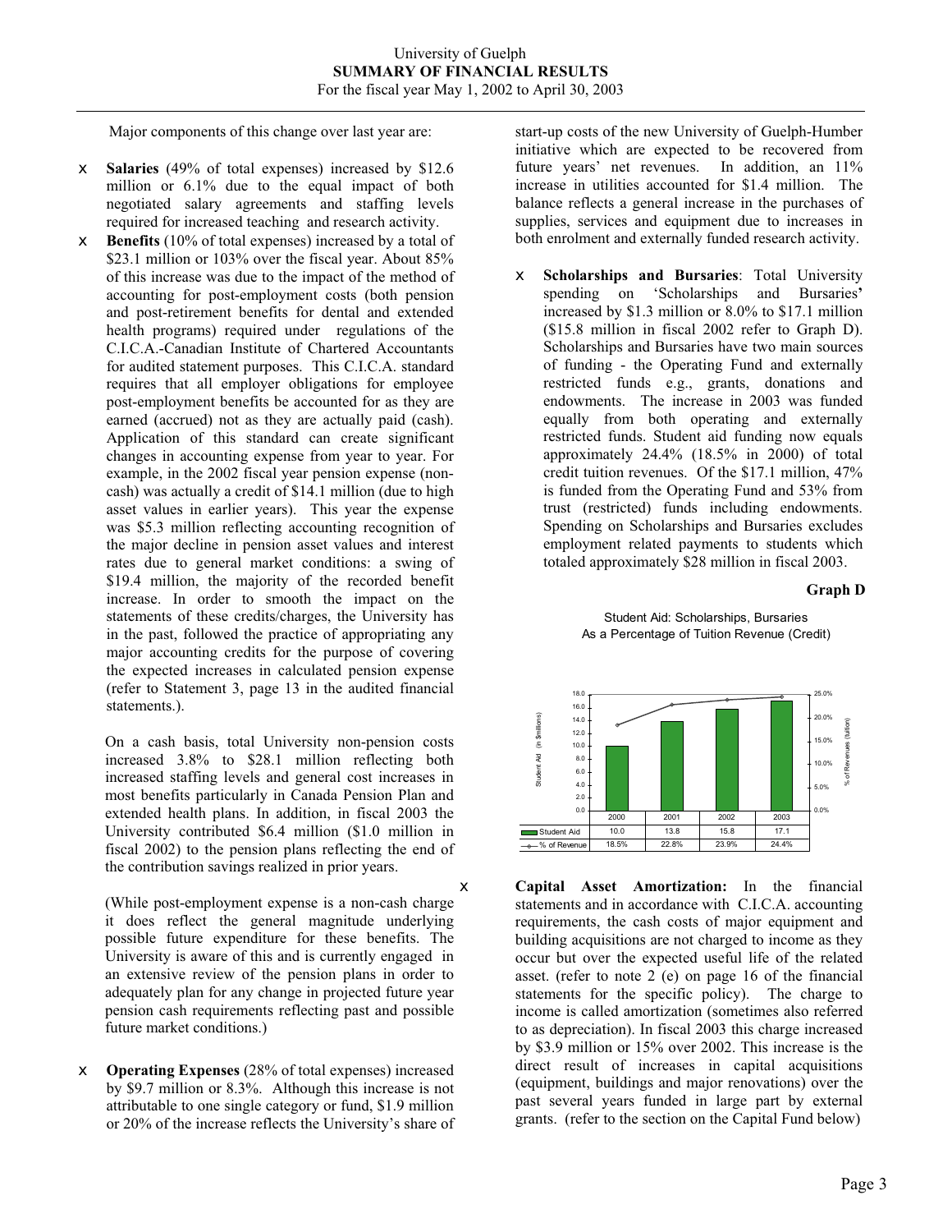University of Guelph
**SUMMARY OF FINANCIAL RESULTS**
For the fiscal year May 1, 2002 to April 30, 2003

Major components of this change over last year are:

- **Salaries** (49% of total expenses) increased by $12.6 million or 6.1% due to the equal impact of both negotiated salary agreements and staffing levels required for increased teaching and research activity.
- **Benefits** (10% of total expenses) increased by a total of $23.1 million or 103% over the fiscal year. About 85% of this increase was due to the impact of the method of accounting for post-employment costs (both pension and post-retirement benefits for dental and extended health programs) required under regulations of the C.I.C.A.-Canadian Institute of Chartered Accountants for audited statement purposes. This C.I.C.A. standard requires that all employer obligations for employee post-employment benefits be accounted for as they are earned (accrued) not as they are actually paid (cash). Application of this standard can create significant changes in accounting expense from year to year. For example, in the 2002 fiscal year pension expense (non-cash) was actually a credit of $14.1 million (due to high asset values in earlier years). This year the expense was $5.3 million reflecting accounting recognition of the major decline in pension asset values and interest rates due to general market conditions: a swing of $19.4 million, the majority of the recorded benefit increase. In order to smooth the impact on the statements of these credits/charges, the University has in the past, followed the practice of appropriating any major accounting credits for the purpose of covering the expected increases in calculated pension expense (refer to Statement 3, page 13 in the audited financial statements.).

  On a cash basis, total University non-pension costs increased 3.8% to $28.1 million reflecting both increased staffing levels and general cost increases in most benefits particularly in Canada Pension Plan and extended health plans. In addition, in fiscal 2003 the University contributed $6.4 million ($1.0 million in fiscal 2002) to the pension plans reflecting the end of the contribution savings realized in prior years.

  (While post-employment expense is a non-cash charge it does reflect the general magnitude underlying possible future expenditure for these benefits. The University is aware of this and is currently engaged in an extensive review of the pension plans in order to adequately plan for any change in projected future year pension cash requirements reflecting past and possible future market conditions.)

- **Operating Expenses** (28% of total expenses) increased by $9.7 million or 8.3%. Although this increase is not attributable to one single category or fund, $1.9 million or 20% of the increase reflects the University's share of start-up costs of the new University of Guelph-Humber initiative which are expected to be recovered from future years' net revenues. In addition, an 11% increase in utilities accounted for $1.4 million. The balance reflects a general increase in the purchases of supplies, services and equipment due to increases in both enrolment and externally funded research activity.

- **Scholarships and Bursaries**: Total University spending on 'Scholarships and Bursaries' increased by $1.3 million or 8.0% to $17.1 million ($15.8 million in fiscal 2002 refer to Graph D). Scholarships and Bursaries have two main sources of funding - the Operating Fund and externally restricted funds e.g., grants, donations and endowments. The increase in 2003 was funded equally from both operating and externally restricted funds. Student aid funding now equals approximately 24.4% (18.5% in 2000) of total credit tuition revenues. Of the $17.1 million, 47% is funded from the Operating Fund and 53% from trust (restricted) funds including endowments. Spending on Scholarships and Bursaries excludes employment related payments to students which totaled approximately $28 million in fiscal 2003.

**Graph D**

Student Aid: Scholarships, Bursaries
As a Percentage of Tuition Revenue (Credit)

| | 2000 | 2001 | 2002 | 2003 |
|---|---|---|---|---|
| Student Aid | 10.0 | 13.8 | 15.8 | 17.1 |
| % of Revenue | 18.5% | 22.8% | 23.9% | 24.4% |

- **Capital Asset Amortization:** In the financial statements and in accordance with C.I.C.A. accounting requirements, the cash costs of major equipment and building acquisitions are not charged to income as they occur but over the expected useful life of the related asset. (refer to note 2 (e) on page 16 of the financial statements for the specific policy). The charge to income is called amortization (sometimes also referred to as depreciation). In fiscal 2003 this charge increased by $3.9 million or 15% over 2002. This increase is the direct result of increases in capital acquisitions (equipment, buildings and major renovations) over the past several years funded in large part by external grants. (refer to the section on the Capital Fund below)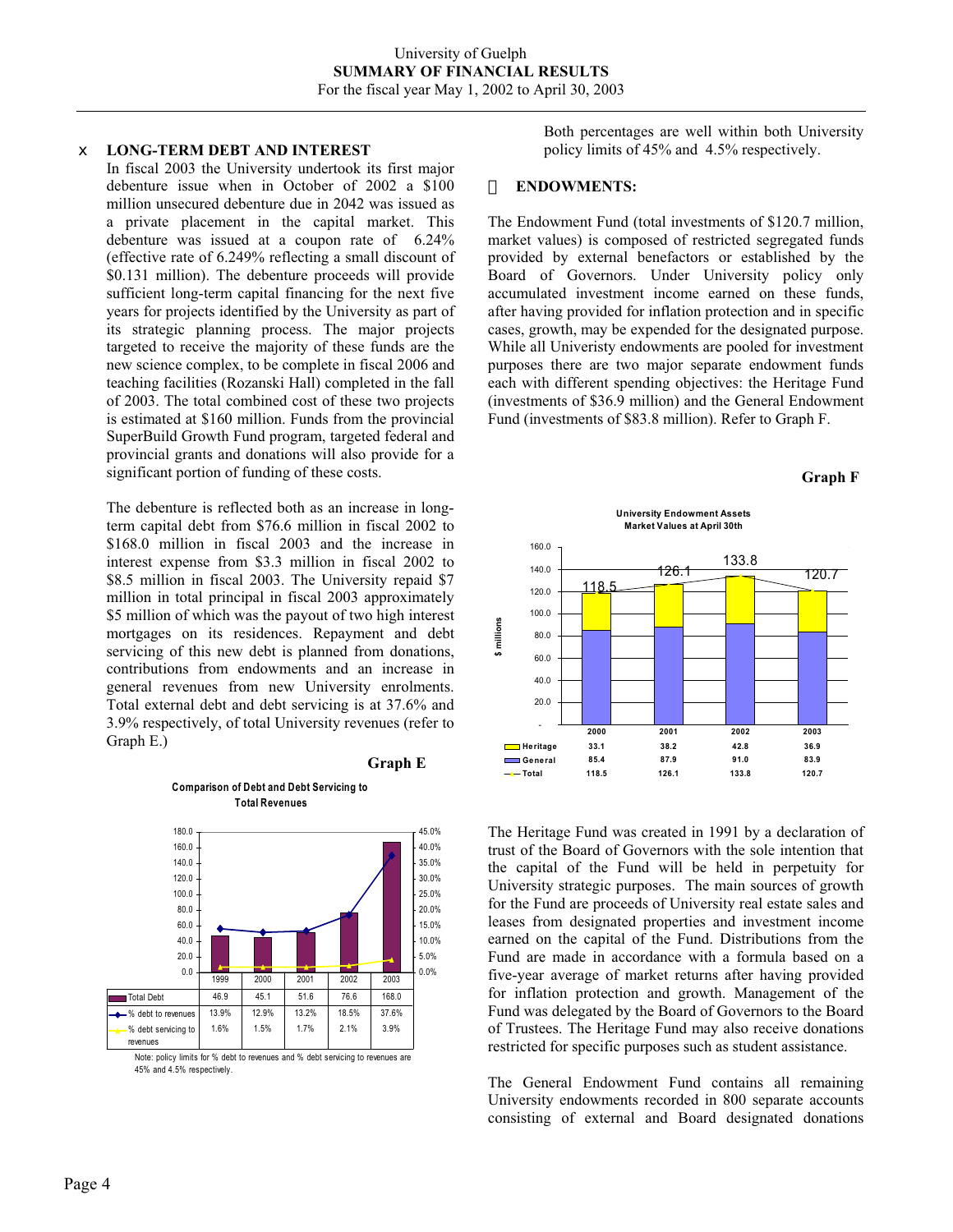## LONG-TERM DEBT AND INTEREST

In fiscal 2003 the University undertook its first major debenture issue when in October of 2002 a $100 million unsecured debenture due in 2042 was issued as a private placement in the capital market. This debenture was issued at a coupon rate of 6.24% (effective rate of 6.249% reflecting a small discount of $0.131 million). The debenture proceeds will provide sufficient long-term capital financing for the next five years for projects identified by the University as part of its strategic planning process. The major projects targeted to receive the majority of these funds are the new science complex, to be complete in fiscal 2006 and teaching facilities (Rozanski Hall) completed in the fall of 2003. The total combined cost of these two projects is estimated at $160 million. Funds from the provincial SuperBuild Growth Fund program, targeted federal and provincial grants and donations will also provide for a significant portion of funding of these costs.

The debenture is reflected both as an increase in long-term capital debt from $76.6 million in fiscal 2002 to $168.0 million in fiscal 2003 and the increase in interest expense from $3.3 million in fiscal 2002 to $8.5 million in fiscal 2003. The University repaid $7 million in total principal in fiscal 2003 approximately $5 million of which was the payout of two high interest mortgages on its residences. Repayment and debt servicing of this new debt is planned from donations, contributions from endowments and an increase in general revenues from new University enrolments. Total external debt and debt servicing is at 37.6% and 3.9% respectively, of total University revenues (refer to Graph E.)

**Graph E**

**Comparison of Debt and Debt Servicing to Total Revenues**

| | 1999 | 2000 | 2001 | 2002 | 2003 |
|---|---|---|---|---|---|
| Total Debt | 46.9 | 45.1 | 51.6 | 76.6 | 168.0 |
| % debt to revenues | 13.9% | 12.9% | 13.2% | 18.5% | 37.6% |
| % debt servicing to revenues | 1.6% | 1.5% | 1.7% | 2.1% | 3.9% |

Note: policy limits for % debt to revenues and % debt servicing to revenues are 45% and 4.5% respectively.

Both percentages are well within both University policy limits of 45% and 4.5% respectively.

## ENDOWMENTS:

The Endowment Fund (total investments of $120.7 million, market values) is composed of restricted segregated funds provided by external benefactors or established by the Board of Governors. Under University policy only accumulated investment income earned on these funds, after having provided for inflation protection and in specific cases, growth, may be expended for the designated purpose. While all Univeristy endowments are pooled for investment purposes there are two major separate endowment funds each with different spending objectives: the Heritage Fund (investments of $36.9 million) and the General Endowment Fund (investments of $83.8 million). Refer to Graph F.

**Graph F**

**University Endowment Assets Market Values at April 30th**

| ($ millions) | 2000 | 2001 | 2002 | 2003 |
|---|---|---|---|---|
| Heritage | 33.1 | 38.2 | 42.8 | 36.9 |
| General | 85.4 | 87.9 | 91.0 | 83.9 |
| Total | 118.5 | 126.1 | 133.8 | 120.7 |

The Heritage Fund was created in 1991 by a declaration of trust of the Board of Governors with the sole intention that the capital of the Fund will be held in perpetuity for University strategic purposes. The main sources of growth for the Fund are proceeds of University real estate sales and leases from designated properties and investment income earned on the capital of the Fund. Distributions from the Fund are made in accordance with a formula based on a five-year average of market returns after having provided for inflation protection and growth. Management of the Fund was delegated by the Board of Governors to the Board of Trustees. The Heritage Fund may also receive donations restricted for specific purposes such as student assistance.

The General Endowment Fund contains all remaining University endowments recorded in 800 separate accounts consisting of external and Board designated donations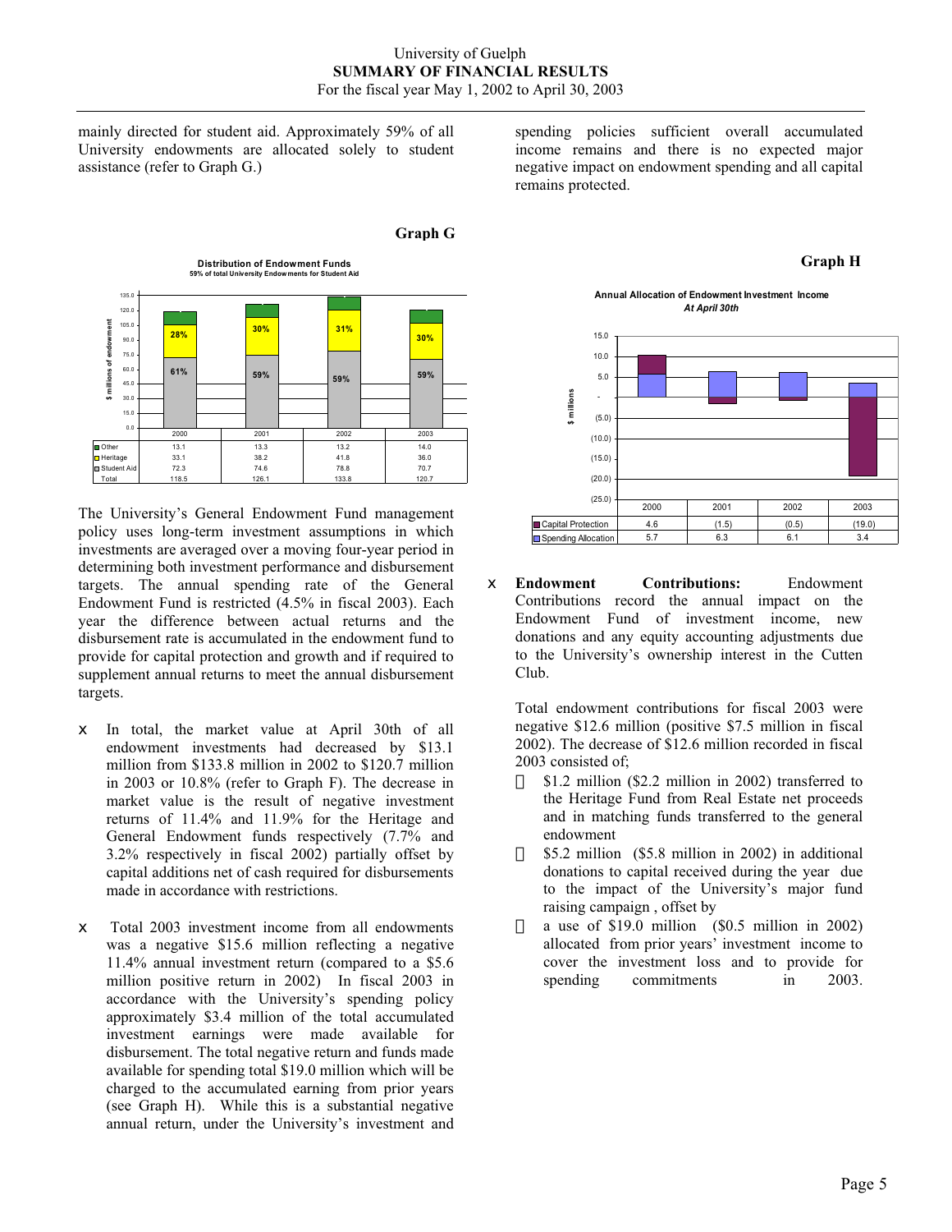mainly directed for student aid. Approximately 59% of all University endowments are allocated solely to student assistance (refer to Graph G.)

**Graph G**

**Distribution of Endowment Funds**
**59% of total University Endowments for Student Aid**

| | 2000 | 2001 | 2002 | 2003 |
|---|---|---|---|---|
| Other | 13.1 | 13.3 | 13.2 | 14.0 |
| Heritage | 33.1 | 38.2 | 41.8 | 36.0 |
| Student Aid | 72.3 | 74.6 | 78.8 | 70.7 |
| Total | 118.5 | 126.1 | 133.8 | 120.7 |

The University's General Endowment Fund management policy uses long-term investment assumptions in which investments are averaged over a moving four-year period in determining both investment performance and disbursement targets. The annual spending rate of the General Endowment Fund is restricted (4.5% in fiscal 2003). Each year the difference between actual returns and the disbursement rate is accumulated in the endowment fund to provide for capital protection and growth and if required to supplement annual returns to meet the annual disbursement targets.

- In total, the market value at April 30th of all endowment investments had decreased by $13.1 million from $133.8 million in 2002 to $120.7 million in 2003 or 10.8% (refer to Graph F). The decrease in market value is the result of negative investment returns of 11.4% and 11.9% for the Heritage and General Endowment funds respectively (7.7% and 3.2% respectively in fiscal 2002) partially offset by capital additions net of cash required for disbursements made in accordance with restrictions.

- Total 2003 investment income from all endowments was a negative $15.6 million reflecting a negative 11.4% annual investment return (compared to a $5.6 million positive return in 2002) In fiscal 2003 in accordance with the University's spending policy approximately $3.4 million of the total accumulated investment earnings were made available for disbursement. The total negative return and funds made available for spending total $19.0 million which will be charged to the accumulated earning from prior years (see Graph H). While this is a substantial negative annual return, under the University's investment and spending policies sufficient overall accumulated income remains and there is no expected major negative impact on endowment spending and all capital remains protected.

**Graph H**

**Annual Allocation of Endowment Investment Income**
*At April 30th*

| | 2000 | 2001 | 2002 | 2003 |
|---|---|---|---|---|
| Capital Protection | 4.6 | (1.5) | (0.5) | (19.0) |
| Spending Allocation | 5.7 | 6.3 | 6.1 | 3.4 |

- **Endowment Contributions:** Endowment Contributions record the annual impact on the Endowment Fund of investment income, new donations and any equity accounting adjustments due to the University's ownership interest in the Cutten Club.

  Total endowment contributions for fiscal 2003 were negative $12.6 million (positive $7.5 million in fiscal 2002). The decrease of $12.6 million recorded in fiscal 2003 consisted of;
  - $1.2 million ($2.2 million in 2002) transferred to the Heritage Fund from Real Estate net proceeds and in matching funds transferred to the general endowment
  - $5.2 million ($5.8 million in 2002) in additional donations to capital received during the year due to the impact of the University's major fund raising campaign , offset by
  - a use of $19.0 million ($0.5 million in 2002) allocated from prior years' investment income to cover the investment loss and to provide for spending commitments in 2003.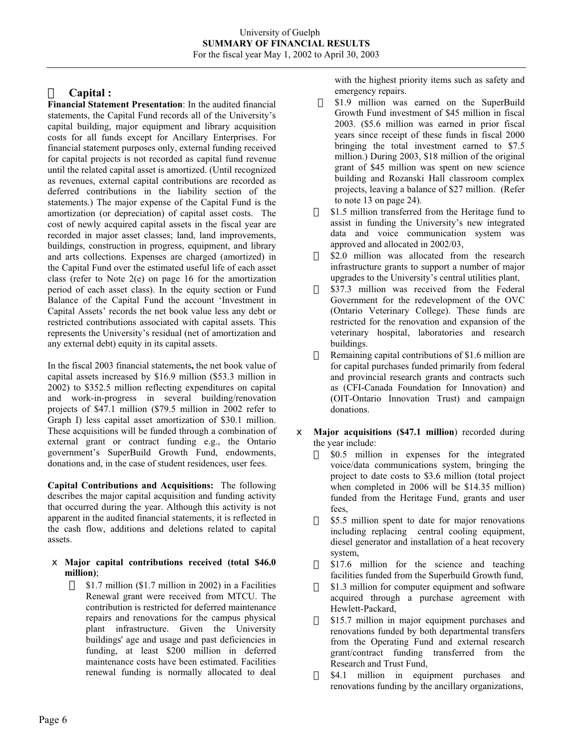## Capital :

**Financial Statement Presentation**: In the audited financial statements, the Capital Fund records all of the University's capital building, major equipment and library acquisition costs for all funds except for Ancillary Enterprises. For financial statement purposes only, external funding received for capital projects is not recorded as capital fund revenue until the related capital asset is amortized. (Until recognized as revenues, external capital contributions are recorded as deferred contributions in the liability section of the statements.) The major expense of the Capital Fund is the amortization (or depreciation) of capital asset costs. The cost of newly acquired capital assets in the fiscal year are recorded in major asset classes; land, land improvements, buildings, construction in progress, equipment, and library and arts collections. Expenses are charged (amortized) in the Capital Fund over the estimated useful life of each asset class (refer to Note 2(e) on page 16 for the amortization period of each asset class). In the equity section or Fund Balance of the Capital Fund the account 'Investment in Capital Assets' records the net book value less any debt or restricted contributions associated with capital assets. This represents the University's residual (net of amortization and any external debt) equity in its capital assets.

In the fiscal 2003 financial statements**,** the net book value of capital assets increased by $16.9 million ($53.3 million in 2002) to $352.5 million reflecting expenditures on capital and work-in-progress in several building/renovation projects of $47.1 million ($79.5 million in 2002 refer to Graph I) less capital asset amortization of $30.1 million. These acquisitions will be funded through a combination of external grant or contract funding e.g., the Ontario government's SuperBuild Growth Fund, endowments, donations and, in the case of student residences, user fees.

**Capital Contributions and Acquisitions:** The following describes the major capital acquisition and funding activity that occurred during the year. Although this activity is not apparent in the audited financial statements, it is reflected in the cash flow, additions and deletions related to capital assets.

- **Major capital contributions received (total $46.0 million)**;
  - $1.7 million ($1.7 million in 2002) in a Facilities Renewal grant were received from MTCU. The contribution is restricted for deferred maintenance repairs and renovations for the campus physical plant infrastructure. Given the University buildings' age and usage and past deficiencies in funding, at least $200 million in deferred maintenance costs have been estimated. Facilities renewal funding is normally allocated to deal with the highest priority items such as safety and emergency repairs.
  - $1.9 million was earned on the SuperBuild Growth Fund investment of $45 million in fiscal 2003. ($5.6 million was earned in prior fiscal years since receipt of these funds in fiscal 2000 bringing the total investment earned to $7.5 million.) During 2003, $18 million of the original grant of $45 million was spent on new science building and Rozanski Hall classroom complex projects, leaving a balance of $27 million. (Refer to note 13 on page 24).
  - $1.5 million transferred from the Heritage fund to assist in funding the University's new integrated data and voice communication system was approved and allocated in 2002/03,
  - $2.0 million was allocated from the research infrastructure grants to support a number of major upgrades to the University's central utilities plant,
  - $37.3 million was received from the Federal Government for the redevelopment of the OVC (Ontario Veterinary College). These funds are restricted for the renovation and expansion of the veterinary hospital, laboratories and research buildings.
  - Remaining capital contributions of $1.6 million are for capital purchases funded primarily from federal and provincial research grants and contracts such as (CFI-Canada Foundation for Innovation) and (OIT-Ontario Innovation Trust) and campaign donations.

- **Major acquisitions ($47.1 million**) recorded during the year include:
  - $0.5 million in expenses for the integrated voice/data communications system, bringing the project to date costs to $3.6 million (total project when completed in 2006 will be $14.35 million) funded from the Heritage Fund, grants and user fees,
  - $5.5 million spent to date for major renovations including replacing central cooling equipment, diesel generator and installation of a heat recovery system,
  - $17.6 million for the science and teaching facilities funded from the Superbuild Growth fund,
  - $1.3 million for computer equipment and software acquired through a purchase agreement with Hewlett-Packard,
  - $15.7 million in major equipment purchases and renovations funded by both departmental transfers from the Operating Fund and external research grant/contract funding transferred from the Research and Trust Fund,
  - $4.1 million in equipment purchases and renovations funding by the ancillary organizations,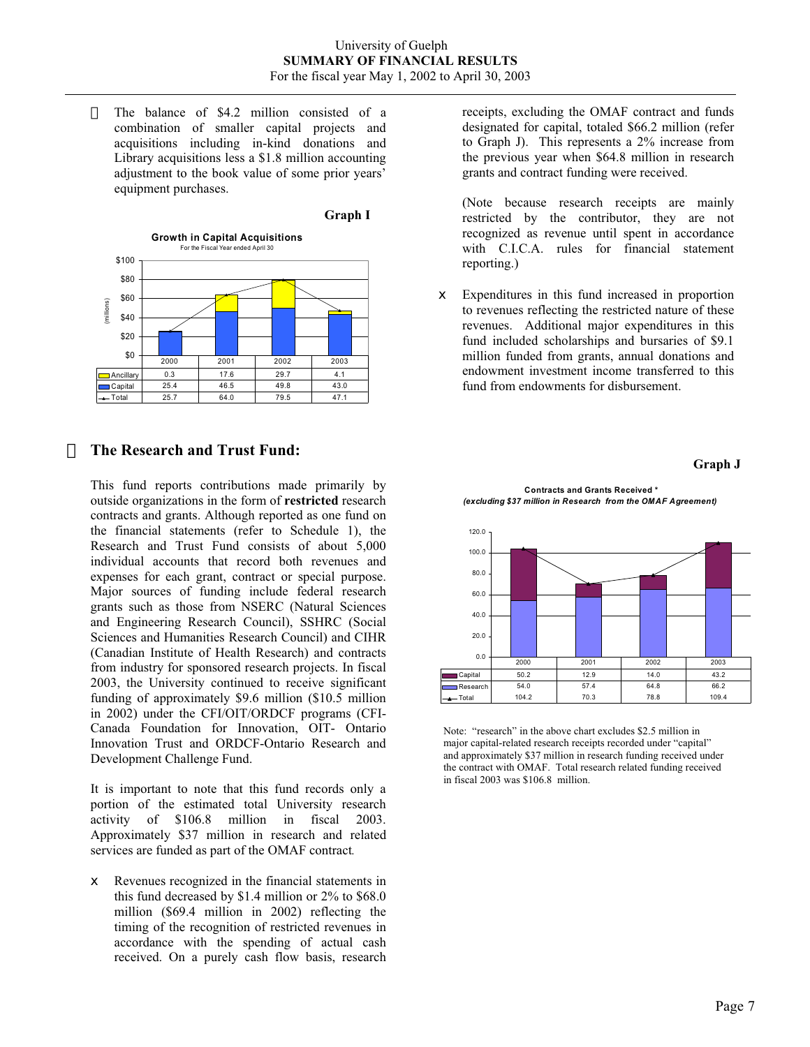- The balance of \$4.2 million consisted of a combination of smaller capital projects and acquisitions including in-kind donations and Library acquisitions less a \$1.8 million accounting adjustment to the book value of some prior years' equipment purchases.

**Graph I**

**Growth in Capital Acquisitions**
For the Fiscal Year ended April 30

(millions)

| | 2000 | 2001 | 2002 | 2003 |
|---|---|---|---|---|
| Ancillary | 0.3 | 17.6 | 29.7 | 4.1 |
| Capital | 25.4 | 46.5 | 49.8 | 43.0 |
| Total | 25.7 | 64.0 | 79.5 | 47.1 |

## The Research and Trust Fund:

This fund reports contributions made primarily by outside organizations in the form of **restricted** research contracts and grants. Although reported as one fund on the financial statements (refer to Schedule 1), the Research and Trust Fund consists of about 5,000 individual accounts that record both revenues and expenses for each grant, contract or special purpose. Major sources of funding include federal research grants such as those from NSERC (Natural Sciences and Engineering Research Council), SSHRC (Social Sciences and Humanities Research Council) and CIHR (Canadian Institute of Health Research) and contracts from industry for sponsored research projects. In fiscal 2003, the University continued to receive significant funding of approximately \$9.6 million (\$10.5 million in 2002) under the CFI/OIT/ORDCF programs (CFI- Canada Foundation for Innovation, OIT- Ontario Innovation Trust and ORDCF-Ontario Research and Development Challenge Fund.

It is important to note that this fund records only a portion of the estimated total University research activity of \$106.8 million in fiscal 2003. Approximately \$37 million in research and related services are funded as part of the OMAF contract.

- Revenues recognized in the financial statements in this fund decreased by \$1.4 million or 2% to \$68.0 million (\$69.4 million in 2002) reflecting the timing of the recognition of restricted revenues in accordance with the spending of actual cash received. On a purely cash flow basis, research receipts, excluding the OMAF contract and funds designated for capital, totaled \$66.2 million (refer to Graph J). This represents a 2% increase from the previous year when \$64.8 million in research grants and contract funding were received.

  (Note because research receipts are mainly restricted by the contributor, they are not recognized as revenue until spent in accordance with C.I.C.A. rules for financial statement reporting.)

- Expenditures in this fund increased in proportion to revenues reflecting the restricted nature of these revenues. Additional major expenditures in this fund included scholarships and bursaries of \$9.1 million funded from grants, annual donations and endowment investment income transferred to this fund from endowments for disbursement.

**Graph J**

**Contracts and Grants Received \***
***(excluding \$37 million in Research from the OMAF Agreement)***

| | 2000 | 2001 | 2002 | 2003 |
|---|---|---|---|---|
| Capital | 50.2 | 12.9 | 14.0 | 43.2 |
| Research | 54.0 | 57.4 | 64.8 | 66.2 |
| Total | 104.2 | 70.3 | 78.8 | 109.4 |

Note: "research" in the above chart excludes \$2.5 million in major capital-related research receipts recorded under "capital" and approximately \$37 million in research funding received under the contract with OMAF. Total research related funding received in fiscal 2003 was \$106.8 million.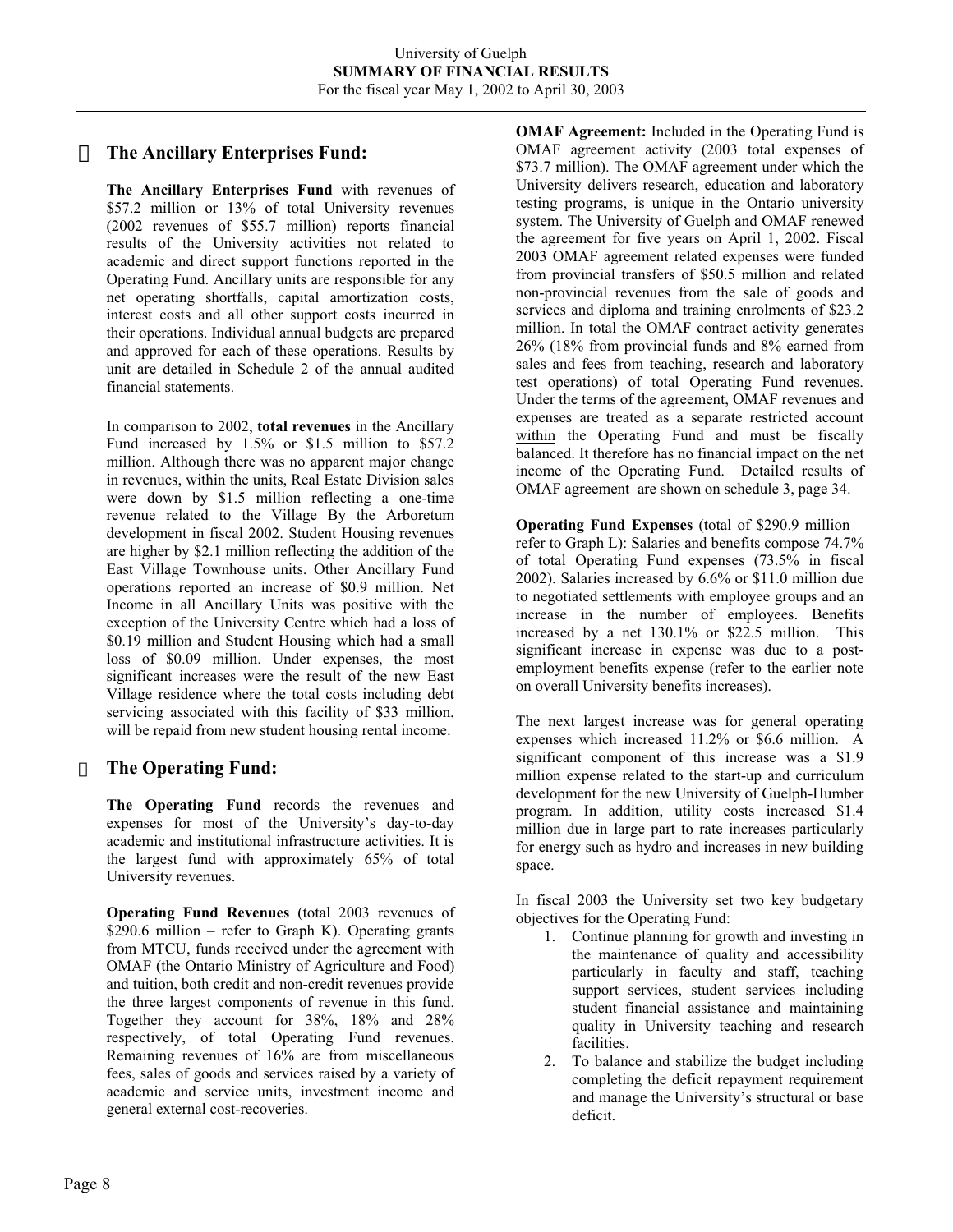## The Ancillary Enterprises Fund:

**The Ancillary Enterprises Fund** with revenues of $57.2 million or 13% of total University revenues (2002 revenues of $55.7 million) reports financial results of the University activities not related to academic and direct support functions reported in the Operating Fund. Ancillary units are responsible for any net operating shortfalls, capital amortization costs, interest costs and all other support costs incurred in their operations. Individual annual budgets are prepared and approved for each of these operations. Results by unit are detailed in Schedule 2 of the annual audited financial statements.

In comparison to 2002, **total revenues** in the Ancillary Fund increased by 1.5% or $1.5 million to $57.2 million. Although there was no apparent major change in revenues, within the units, Real Estate Division sales were down by $1.5 million reflecting a one-time revenue related to the Village By the Arboretum development in fiscal 2002. Student Housing revenues are higher by $2.1 million reflecting the addition of the East Village Townhouse units. Other Ancillary Fund operations reported an increase of $0.9 million. Net Income in all Ancillary Units was positive with the exception of the University Centre which had a loss of $0.19 million and Student Housing which had a small loss of $0.09 million. Under expenses, the most significant increases were the result of the new East Village residence where the total costs including debt servicing associated with this facility of $33 million, will be repaid from new student housing rental income.

## The Operating Fund:

**The Operating Fund** records the revenues and expenses for most of the University's day-to-day academic and institutional infrastructure activities. It is the largest fund with approximately 65% of total University revenues.

**Operating Fund Revenues** (total 2003 revenues of $290.6 million – refer to Graph K). Operating grants from MTCU, funds received under the agreement with OMAF (the Ontario Ministry of Agriculture and Food) and tuition, both credit and non-credit revenues provide the three largest components of revenue in this fund. Together they account for 38%, 18% and 28% respectively, of total Operating Fund revenues. Remaining revenues of 16% are from miscellaneous fees, sales of goods and services raised by a variety of academic and service units, investment income and general external cost-recoveries.

**OMAF Agreement:** Included in the Operating Fund is OMAF agreement activity (2003 total expenses of $73.7 million). The OMAF agreement under which the University delivers research, education and laboratory testing programs, is unique in the Ontario university system. The University of Guelph and OMAF renewed the agreement for five years on April 1, 2002. Fiscal 2003 OMAF agreement related expenses were funded from provincial transfers of $50.5 million and related non-provincial revenues from the sale of goods and services and diploma and training enrolments of $23.2 million. In total the OMAF contract activity generates 26% (18% from provincial funds and 8% earned from sales and fees from teaching, research and laboratory test operations) of total Operating Fund revenues. Under the terms of the agreement, OMAF revenues and expenses are treated as a separate restricted account <u>within</u> the Operating Fund and must be fiscally balanced. It therefore has no financial impact on the net income of the Operating Fund. Detailed results of OMAF agreement are shown on schedule 3, page 34.

**Operating Fund Expenses** (total of $290.9 million – refer to Graph L): Salaries and benefits compose 74.7% of total Operating Fund expenses (73.5% in fiscal 2002). Salaries increased by 6.6% or $11.0 million due to negotiated settlements with employee groups and an increase in the number of employees. Benefits increased by a net 130.1% or $22.5 million. This significant increase in expense was due to a post-employment benefits expense (refer to the earlier note on overall University benefits increases).

The next largest increase was for general operating expenses which increased 11.2% or $6.6 million. A significant component of this increase was a $1.9 million expense related to the start-up and curriculum development for the new University of Guelph-Humber program. In addition, utility costs increased $1.4 million due in large part to rate increases particularly for energy such as hydro and increases in new building space.

In fiscal 2003 the University set two key budgetary objectives for the Operating Fund:

1. Continue planning for growth and investing in the maintenance of quality and accessibility particularly in faculty and staff, teaching support services, student services including student financial assistance and maintaining quality in University teaching and research facilities.
2. To balance and stabilize the budget including completing the deficit repayment requirement and manage the University's structural or base deficit.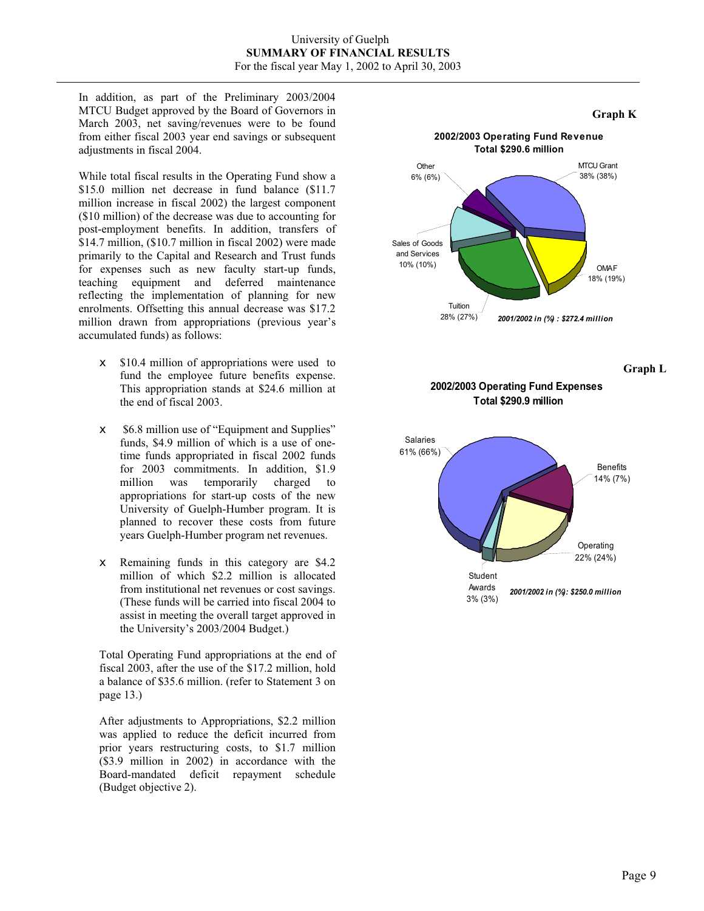In addition, as part of the Preliminary 2003/2004 MTCU Budget approved by the Board of Governors in March 2003, net saving/revenues were to be found from either fiscal 2003 year end savings or subsequent adjustments in fiscal 2004.

While total fiscal results in the Operating Fund show a $15.0 million net decrease in fund balance ($11.7 million increase in fiscal 2002) the largest component ($10 million) of the decrease was due to accounting for post-employment benefits. In addition, transfers of $14.7 million, ($10.7 million in fiscal 2002) were made primarily to the Capital and Research and Trust funds for expenses such as new faculty start-up funds, teaching equipment and deferred maintenance reflecting the implementation of planning for new enrolments. Offsetting this annual decrease was $17.2 million drawn from appropriations (previous year's accumulated funds) as follows:

- $10.4 million of appropriations were used to fund the employee future benefits expense. This appropriation stands at $24.6 million at the end of fiscal 2003.
- $6.8 million use of "Equipment and Supplies" funds, $4.9 million of which is a use of one-time funds appropriated in fiscal 2002 funds for 2003 commitments. In addition, $1.9 million was temporarily charged to appropriations for start-up costs of the new University of Guelph-Humber program. It is planned to recover these costs from future years Guelph-Humber program net revenues.
- Remaining funds in this category are $4.2 million of which $2.2 million is allocated from institutional net revenues or cost savings. (These funds will be carried into fiscal 2004 to assist in meeting the overall target approved in the University's 2003/2004 Budget.)

Total Operating Fund appropriations at the end of fiscal 2003, after the use of the $17.2 million, hold a balance of $35.6 million. (refer to Statement 3 on page 13.)

After adjustments to Appropriations, $2.2 million was applied to reduce the deficit incurred from prior years restructuring costs, to $1.7 million ($3.9 million in 2002) in accordance with the Board-mandated deficit repayment schedule (Budget objective 2).

**Graph K**

**2002/2003 Operating Fund Revenue**
**Total $290.6 million**

| Category | 2002/2003 (2001/2002) |
|---|---|
| MTCU Grant | 38% (38%) |
| OMAF | 18% (19%) |
| Tuition | 28% (27%) |
| Sales of Goods and Services | 10% (10%) |
| Other | 6% (6%) |

*2001/2002 in (%) : $272.4 million*

**Graph L**

**2002/2003 Operating Fund Expenses**
**Total $290.9 million**

| Category | 2002/2003 (2001/2002) |
|---|---|
| Salaries | 61% (66%) |
| Benefits | 14% (7%) |
| Operating | 22% (24%) |
| Student Awards | 3% (3%) |

*2001/2002 in (%): $250.0 million*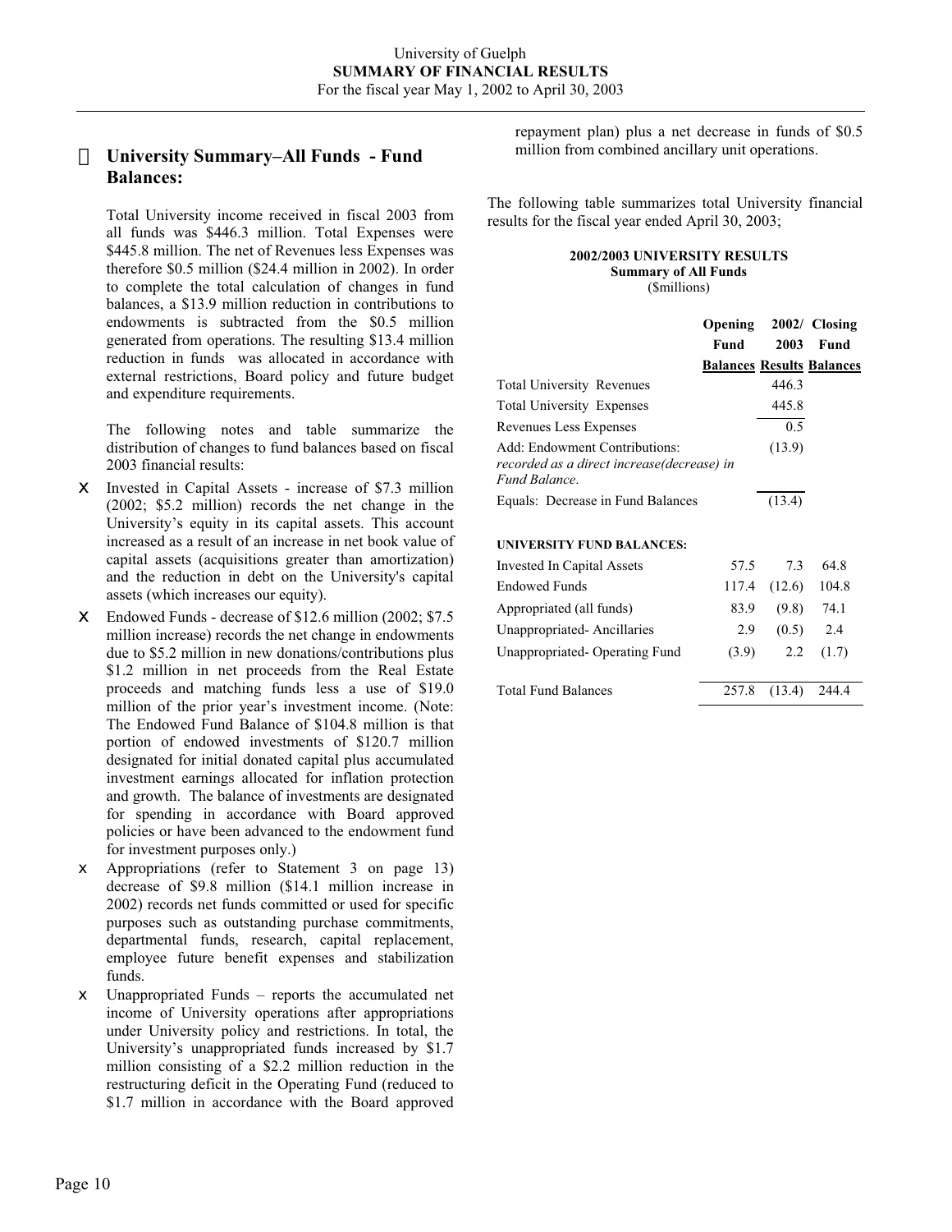University of Guelph
**SUMMARY OF FINANCIAL RESULTS**
For the fiscal year May 1, 2002 to April 30, 2003

## University Summary–All Funds - Fund Balances:

Total University income received in fiscal 2003 from all funds was \$446.3 million. Total Expenses were \$445.8 million. The net of Revenues less Expenses was therefore \$0.5 million (\$24.4 million in 2002). In order to complete the total calculation of changes in fund balances, a \$13.9 million reduction in contributions to endowments is subtracted from the \$0.5 million generated from operations. The resulting \$13.4 million reduction in funds was allocated in accordance with external restrictions, Board policy and future budget and expenditure requirements.

The following notes and table summarize the distribution of changes to fund balances based on fiscal 2003 financial results:

- Invested in Capital Assets - increase of \$7.3 million (2002; \$5.2 million) records the net change in the University's equity in its capital assets. This account increased as a result of an increase in net book value of capital assets (acquisitions greater than amortization) and the reduction in debt on the University's capital assets (which increases our equity).
- Endowed Funds - decrease of \$12.6 million (2002; \$7.5 million increase) records the net change in endowments due to \$5.2 million in new donations/contributions plus \$1.2 million in net proceeds from the Real Estate proceeds and matching funds less a use of \$19.0 million of the prior year's investment income. (Note: The Endowed Fund Balance of \$104.8 million is that portion of endowed investments of \$120.7 million designated for initial donated capital plus accumulated investment earnings allocated for inflation protection and growth. The balance of investments are designated for spending in accordance with Board approved policies or have been advanced to the endowment fund for investment purposes only.)
- Appropriations (refer to Statement 3 on page 13) decrease of \$9.8 million (\$14.1 million increase in 2002) records net funds committed or used for specific purposes such as outstanding purchase commitments, departmental funds, research, capital replacement, employee future benefit expenses and stabilization funds.
- Unappropriated Funds – reports the accumulated net income of University operations after appropriations under University policy and restrictions. In total, the University's unappropriated funds increased by \$1.7 million consisting of a \$2.2 million reduction in the restructuring deficit in the Operating Fund (reduced to \$1.7 million in accordance with the Board approved repayment plan) plus a net decrease in funds of \$0.5 million from combined ancillary unit operations.

The following table summarizes total University financial results for the fiscal year ended April 30, 2003;

**2002/2003 UNIVERSITY RESULTS**
**Summary of All Funds**
(\$millions)

| | Opening Fund Balances | 2002/ 2003 Results | Closing Fund Balances |
|---|---|---|---|
| Total University Revenues | | 446.3 | |
| Total University Expenses | | 445.8 | |
| Revenues Less Expenses | | 0.5 | |
| Add: Endowment Contributions: *recorded as a direct increase(decrease) in Fund Balance.* | | (13.9) | |
| Equals: Decrease in Fund Balances | | (13.4) | |
| **UNIVERSITY FUND BALANCES:** | | | |
| Invested In Capital Assets | 57.5 | 7.3 | 64.8 |
| Endowed Funds | 117.4 | (12.6) | 104.8 |
| Appropriated (all funds) | 83.9 | (9.8) | 74.1 |
| Unappropriated- Ancillaries | 2.9 | (0.5) | 2.4 |
| Unappropriated- Operating Fund | (3.9) | 2.2 | (1.7) |
| Total Fund Balances | 257.8 | (13.4) | 244.4 |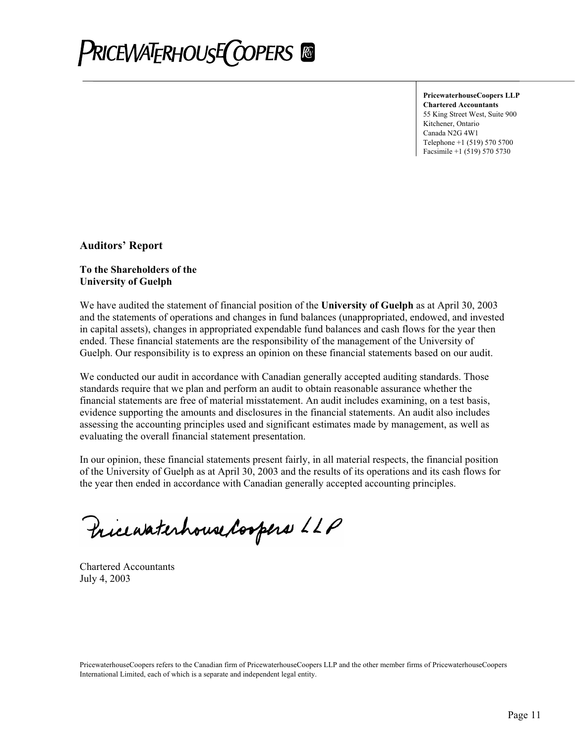PRICEWATERHOUSECOOPERS

**PricewaterhouseCoopers LLP**
**Chartered Accountants**
55 King Street West, Suite 900
Kitchener, Ontario
Canada N2G 4W1
Telephone +1 (519) 570 5700
Facsimile +1 (519) 570 5730

## Auditors' Report

**To the Shareholders of the**
**University of Guelph**

We have audited the statement of financial position of the **University of Guelph** as at April 30, 2003 and the statements of operations and changes in fund balances (unappropriated, endowed, and invested in capital assets), changes in appropriated expendable fund balances and cash flows for the year then ended. These financial statements are the responsibility of the management of the University of Guelph. Our responsibility is to express an opinion on these financial statements based on our audit.

We conducted our audit in accordance with Canadian generally accepted auditing standards. Those standards require that we plan and perform an audit to obtain reasonable assurance whether the financial statements are free of material misstatement. An audit includes examining, on a test basis, evidence supporting the amounts and disclosures in the financial statements. An audit also includes assessing the accounting principles used and significant estimates made by management, as well as evaluating the overall financial statement presentation.

In our opinion, these financial statements present fairly, in all material respects, the financial position of the University of Guelph as at April 30, 2003 and the results of its operations and its cash flows for the year then ended in accordance with Canadian generally accepted accounting principles.

PricewaterhouseCoopers LLP

Chartered Accountants
July 4, 2003

PricewaterhouseCoopers refers to the Canadian firm of PricewaterhouseCoopers LLP and the other member firms of PricewaterhouseCoopers International Limited, each of which is a separate and independent legal entity.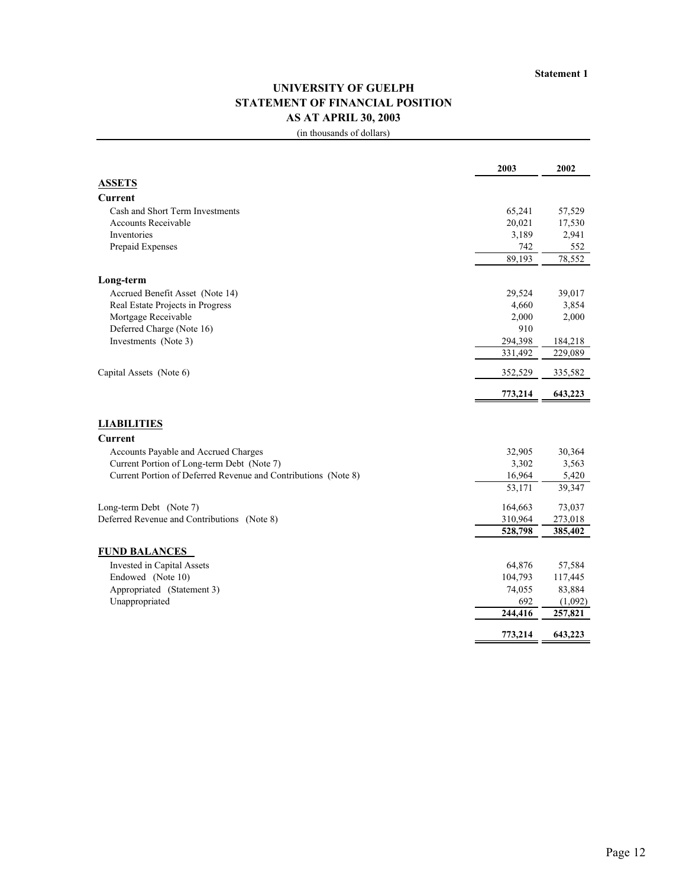Statement 1

# UNIVERSITY OF GUELPH
## STATEMENT OF FINANCIAL POSITION
## AS AT APRIL 30, 2003

(in thousands of dollars)

| | 2003 | 2002 |
|---|---|---|
| **ASSETS** | | |
| **Current** | | |
| Cash and Short Term Investments | 65,241 | 57,529 |
| Accounts Receivable | 20,021 | 17,530 |
| Inventories | 3,189 | 2,941 |
| Prepaid Expenses | 742 | 552 |
| | 89,193 | 78,552 |
| **Long-term** | | |
| Accrued Benefit Asset (Note 14) | 29,524 | 39,017 |
| Real Estate Projects in Progress | 4,660 | 3,854 |
| Mortgage Receivable | 2,000 | 2,000 |
| Deferred Charge (Note 16) | 910 | |
| Investments (Note 3) | 294,398 | 184,218 |
| | 331,492 | 229,089 |
| Capital Assets (Note 6) | 352,529 | 335,582 |
| | **773,214** | **643,223** |
| **LIABILITIES** | | |
| **Current** | | |
| Accounts Payable and Accrued Charges | 32,905 | 30,364 |
| Current Portion of Long-term Debt (Note 7) | 3,302 | 3,563 |
| Current Portion of Deferred Revenue and Contributions (Note 8) | 16,964 | 5,420 |
| | 53,171 | 39,347 |
| Long-term Debt (Note 7) | 164,663 | 73,037 |
| Deferred Revenue and Contributions (Note 8) | 310,964 | 273,018 |
| | **528,798** | **385,402** |
| **FUND BALANCES** | | |
| Invested in Capital Assets | 64,876 | 57,584 |
| Endowed (Note 10) | 104,793 | 117,445 |
| Appropriated (Statement 3) | 74,055 | 83,884 |
| Unappropriated | 692 | (1,092) |
| | **244,416** | **257,821** |
| | **773,214** | **643,223** |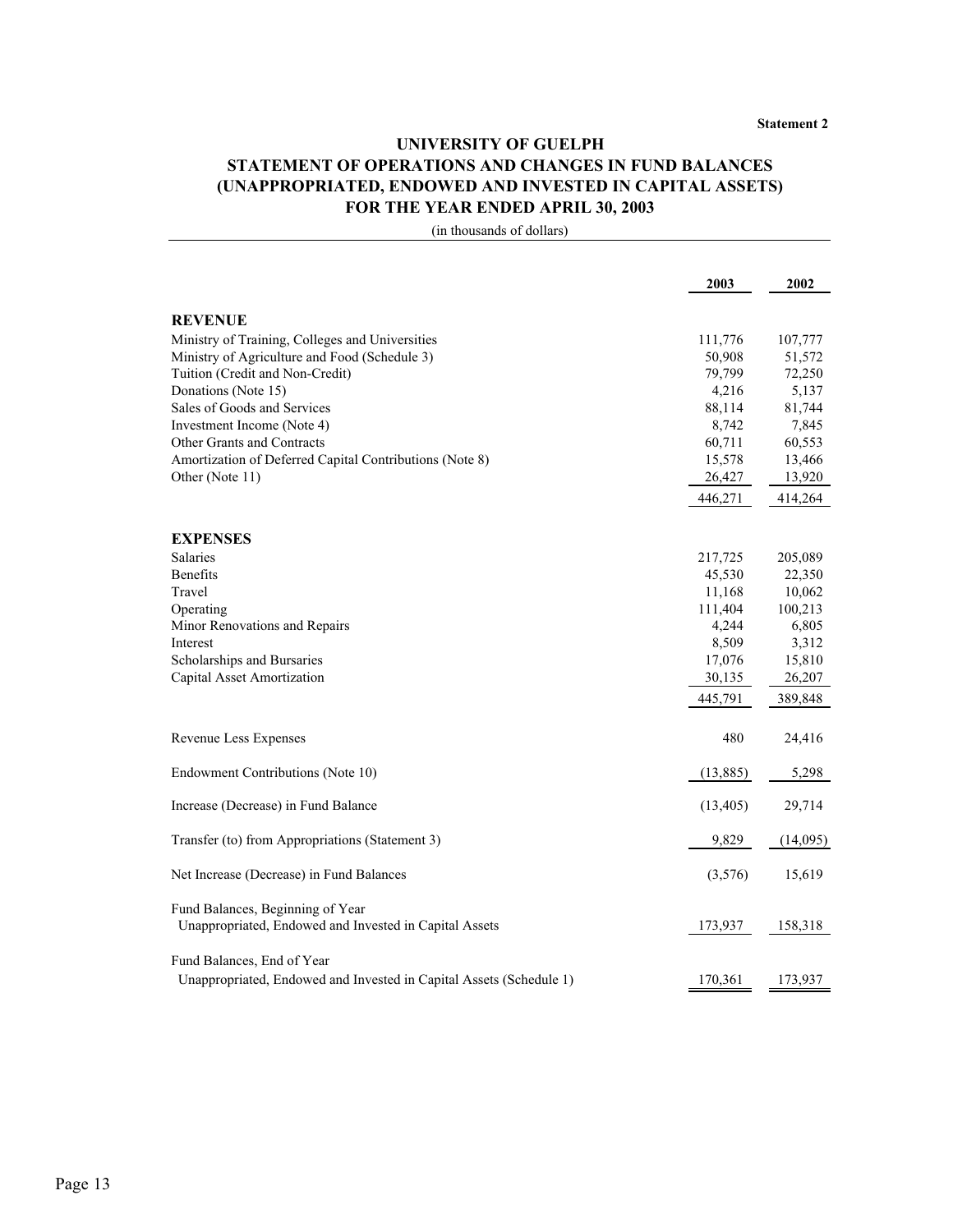Statement 2

# UNIVERSITY OF GUELPH

## STATEMENT OF OPERATIONS AND CHANGES IN FUND BALANCES (UNAPPROPRIATED, ENDOWED AND INVESTED IN CAPITAL ASSETS) FOR THE YEAR ENDED APRIL 30, 2003

(in thousands of dollars)

| | 2003 | 2002 |
|---|---|---|
| **REVENUE** | | |
| Ministry of Training, Colleges and Universities | 111,776 | 107,777 |
| Ministry of Agriculture and Food (Schedule 3) | 50,908 | 51,572 |
| Tuition (Credit and Non-Credit) | 79,799 | 72,250 |
| Donations (Note 15) | 4,216 | 5,137 |
| Sales of Goods and Services | 88,114 | 81,744 |
| Investment Income (Note 4) | 8,742 | 7,845 |
| Other Grants and Contracts | 60,711 | 60,553 |
| Amortization of Deferred Capital Contributions (Note 8) | 15,578 | 13,466 |
| Other (Note 11) | 26,427 | 13,920 |
| | 446,271 | 414,264 |
| **EXPENSES** | | |
| Salaries | 217,725 | 205,089 |
| Benefits | 45,530 | 22,350 |
| Travel | 11,168 | 10,062 |
| Operating | 111,404 | 100,213 |
| Minor Renovations and Repairs | 4,244 | 6,805 |
| Interest | 8,509 | 3,312 |
| Scholarships and Bursaries | 17,076 | 15,810 |
| Capital Asset Amortization | 30,135 | 26,207 |
| | 445,791 | 389,848 |
| Revenue Less Expenses | 480 | 24,416 |
| Endowment Contributions (Note 10) | (13,885) | 5,298 |
| Increase (Decrease) in Fund Balance | (13,405) | 29,714 |
| Transfer (to) from Appropriations (Statement 3) | 9,829 | (14,095) |
| Net Increase (Decrease) in Fund Balances | (3,576) | 15,619 |
| Fund Balances, Beginning of Year<br>Unappropriated, Endowed and Invested in Capital Assets | 173,937 | 158,318 |
| Fund Balances, End of Year<br>Unappropriated, Endowed and Invested in Capital Assets (Schedule 1) | 170,361 | 173,937 |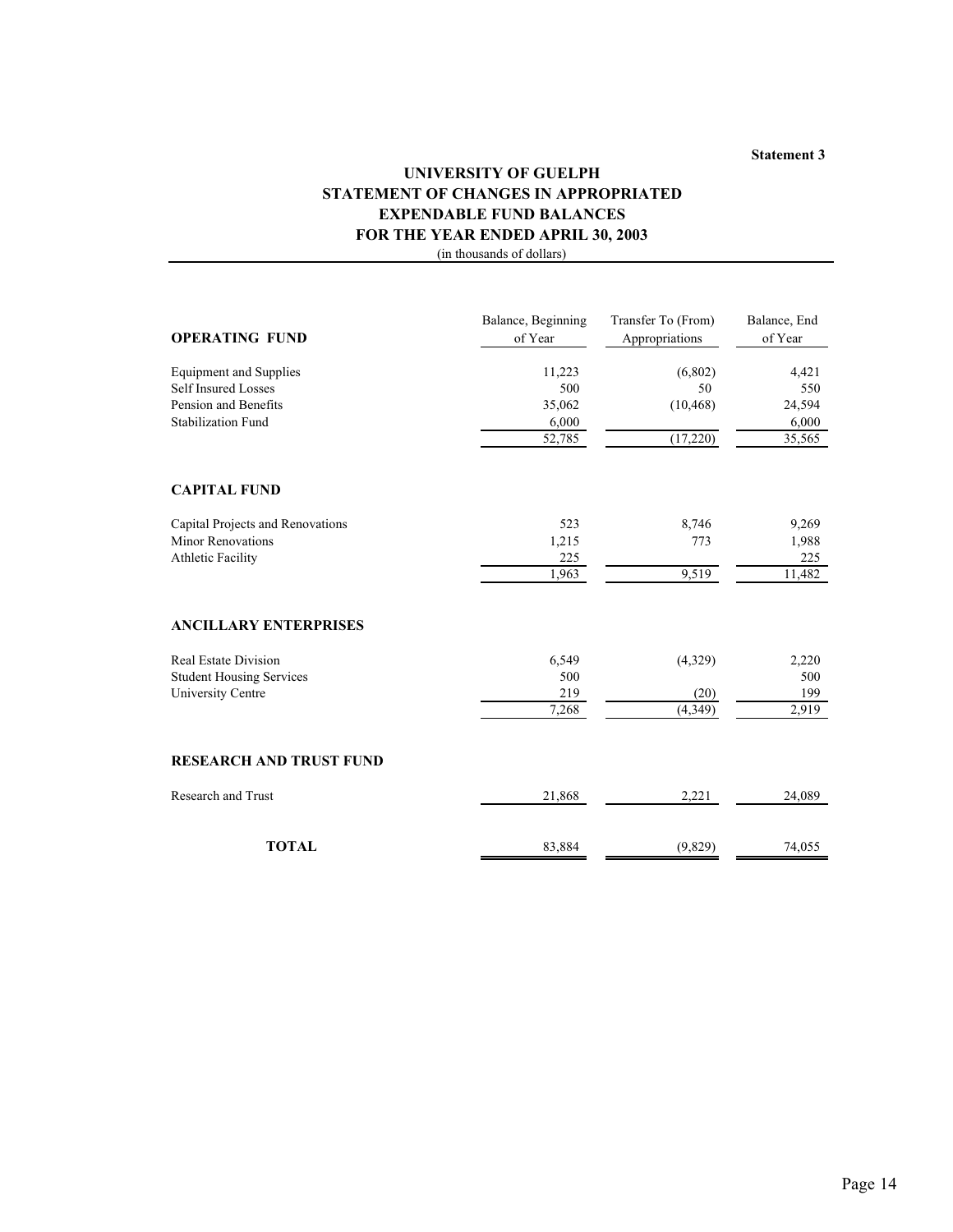**Statement 3**

# UNIVERSITY OF GUELPH
## STATEMENT OF CHANGES IN APPROPRIATED EXPENDABLE FUND BALANCES
## FOR THE YEAR ENDED APRIL 30, 2003

(in thousands of dollars)

| **OPERATING FUND** | Balance, Beginning of Year | Transfer To (From) Appropriations | Balance, End of Year |
|---|---|---|---|
| Equipment and Supplies | 11,223 | (6,802) | 4,421 |
| Self Insured Losses | 500 | 50 | 550 |
| Pension and Benefits | 35,062 | (10,468) | 24,594 |
| Stabilization Fund | 6,000 | | 6,000 |
| | 52,785 | (17,220) | 35,565 |
| **CAPITAL FUND** | | | |
| Capital Projects and Renovations | 523 | 8,746 | 9,269 |
| Minor Renovations | 1,215 | 773 | 1,988 |
| Athletic Facility | 225 | | 225 |
| | 1,963 | 9,519 | 11,482 |
| **ANCILLARY ENTERPRISES** | | | |
| Real Estate Division | 6,549 | (4,329) | 2,220 |
| Student Housing Services | 500 | | 500 |
| University Centre | 219 | (20) | 199 |
| | 7,268 | (4,349) | 2,919 |
| **RESEARCH AND TRUST FUND** | | | |
| Research and Trust | 21,868 | 2,221 | 24,089 |
| **TOTAL** | 83,884 | (9,829) | 74,055 |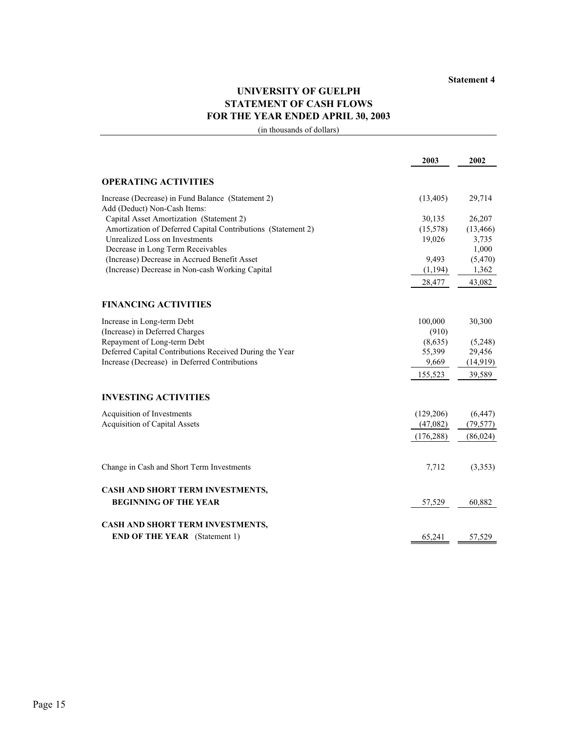**Statement 4**

# UNIVERSITY OF GUELPH
## STATEMENT OF CASH FLOWS
### FOR THE YEAR ENDED APRIL 30, 2003

(in thousands of dollars)

| | 2003 | 2002 |
|---|---|---|
| **OPERATING ACTIVITIES** | | |
| Increase (Decrease) in Fund Balance (Statement 2) | (13,405) | 29,714 |
| Add (Deduct) Non-Cash Items: | | |
| Capital Asset Amortization (Statement 2) | 30,135 | 26,207 |
| Amortization of Deferred Capital Contributions (Statement 2) | (15,578) | (13,466) |
| Unrealized Loss on Investments | 19,026 | 3,735 |
| Decrease in Long Term Receivables | | 1,000 |
| (Increase) Decrease in Accrued Benefit Asset | 9,493 | (5,470) |
| (Increase) Decrease in Non-cash Working Capital | (1,194) | 1,362 |
| | 28,477 | 43,082 |
| **FINANCING ACTIVITIES** | | |
| Increase in Long-term Debt | 100,000 | 30,300 |
| (Increase) in Deferred Charges | (910) | |
| Repayment of Long-term Debt | (8,635) | (5,248) |
| Deferred Capital Contributions Received During the Year | 55,399 | 29,456 |
| Increase (Decrease) in Deferred Contributions | 9,669 | (14,919) |
| | 155,523 | 39,589 |
| **INVESTING ACTIVITIES** | | |
| Acquisition of Investments | (129,206) | (6,447) |
| Acquisition of Capital Assets | (47,082) | (79,577) |
| | (176,288) | (86,024) |
| Change in Cash and Short Term Investments | 7,712 | (3,353) |
| **CASH AND SHORT TERM INVESTMENTS, BEGINNING OF THE YEAR** | 57,529 | 60,882 |
| **CASH AND SHORT TERM INVESTMENTS, END OF THE YEAR** (Statement 1) | 65,241 | 57,529 |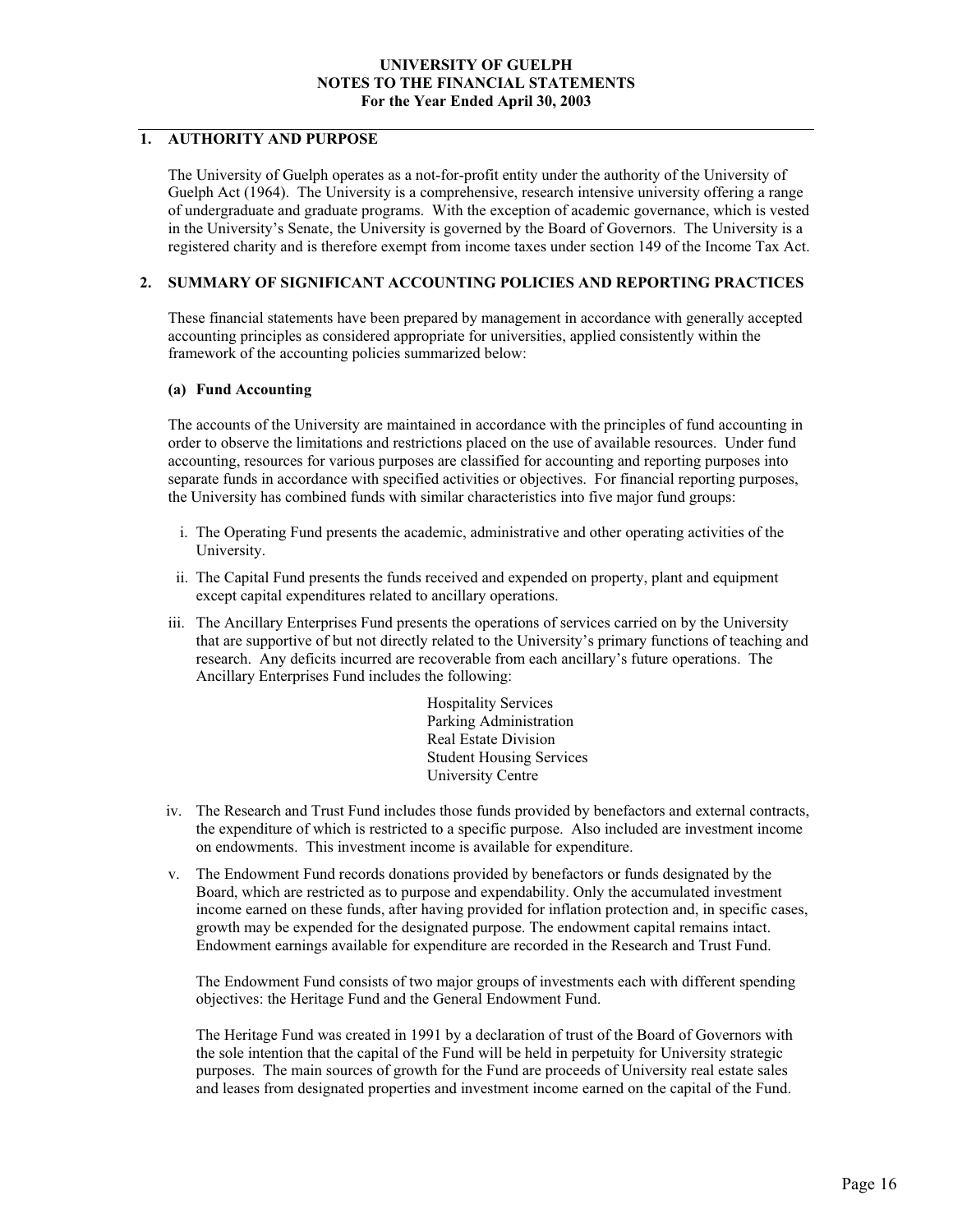# UNIVERSITY OF GUELPH
# NOTES TO THE FINANCIAL STATEMENTS
# For the Year Ended April 30, 2003

## 1. AUTHORITY AND PURPOSE

The University of Guelph operates as a not-for-profit entity under the authority of the University of Guelph Act (1964). The University is a comprehensive, research intensive university offering a range of undergraduate and graduate programs. With the exception of academic governance, which is vested in the University's Senate, the University is governed by the Board of Governors. The University is a registered charity and is therefore exempt from income taxes under section 149 of the Income Tax Act.

## 2. SUMMARY OF SIGNIFICANT ACCOUNTING POLICIES AND REPORTING PRACTICES

These financial statements have been prepared by management in accordance with generally accepted accounting principles as considered appropriate for universities, applied consistently within the framework of the accounting policies summarized below:

### (a) Fund Accounting

The accounts of the University are maintained in accordance with the principles of fund accounting in order to observe the limitations and restrictions placed on the use of available resources. Under fund accounting, resources for various purposes are classified for accounting and reporting purposes into separate funds in accordance with specified activities or objectives. For financial reporting purposes, the University has combined funds with similar characteristics into five major fund groups:

i. The Operating Fund presents the academic, administrative and other operating activities of the University.

ii. The Capital Fund presents the funds received and expended on property, plant and equipment except capital expenditures related to ancillary operations.

iii. The Ancillary Enterprises Fund presents the operations of services carried on by the University that are supportive of but not directly related to the University's primary functions of teaching and research. Any deficits incurred are recoverable from each ancillary's future operations. The Ancillary Enterprises Fund includes the following:

    Hospitality Services
    Parking Administration
    Real Estate Division
    Student Housing Services
    University Centre

iv. The Research and Trust Fund includes those funds provided by benefactors and external contracts, the expenditure of which is restricted to a specific purpose. Also included are investment income on endowments. This investment income is available for expenditure.

v. The Endowment Fund records donations provided by benefactors or funds designated by the Board, which are restricted as to purpose and expendability. Only the accumulated investment income earned on these funds, after having provided for inflation protection and, in specific cases, growth may be expended for the designated purpose. The endowment capital remains intact. Endowment earnings available for expenditure are recorded in the Research and Trust Fund.

   The Endowment Fund consists of two major groups of investments each with different spending objectives: the Heritage Fund and the General Endowment Fund.

   The Heritage Fund was created in 1991 by a declaration of trust of the Board of Governors with the sole intention that the capital of the Fund will be held in perpetuity for University strategic purposes. The main sources of growth for the Fund are proceeds of University real estate sales and leases from designated properties and investment income earned on the capital of the Fund.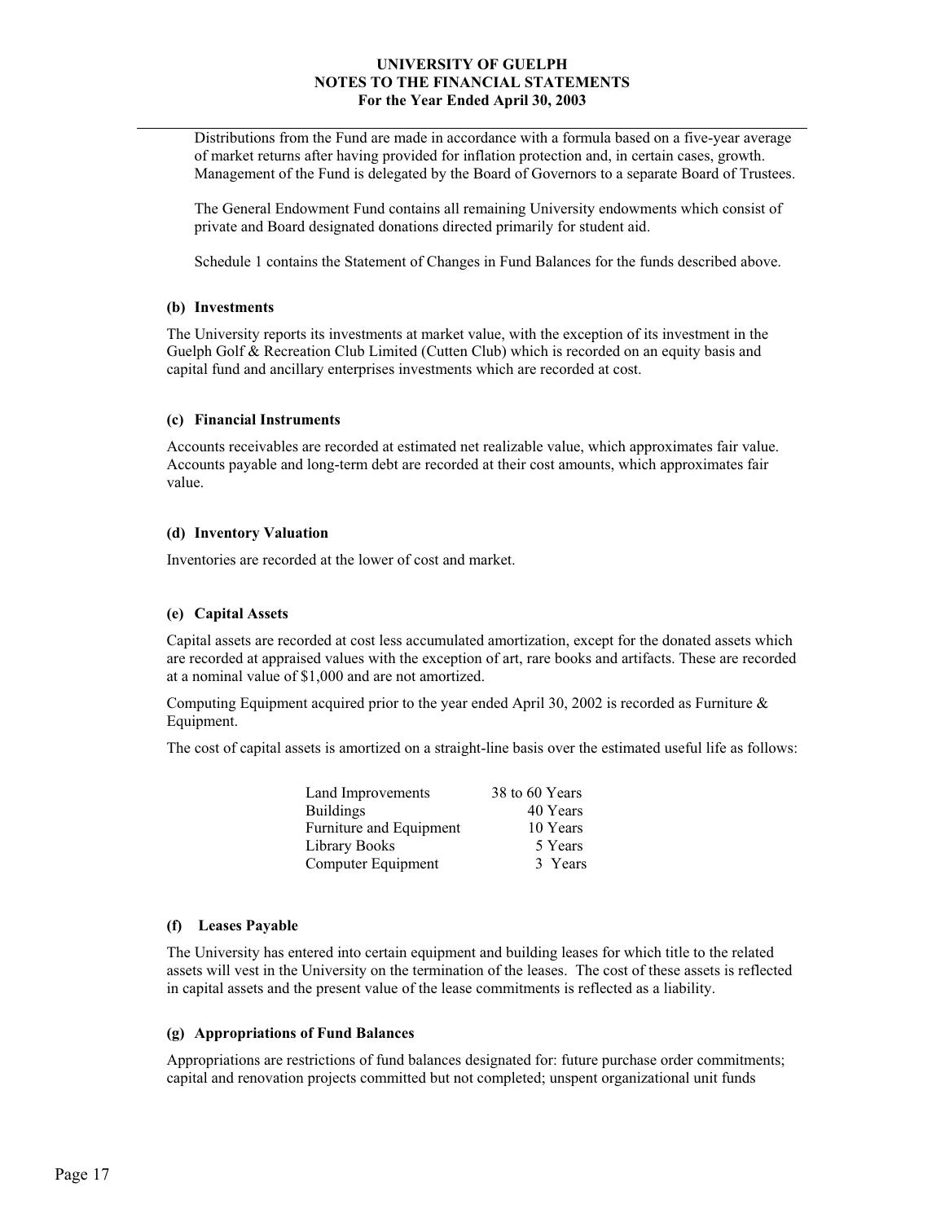Distributions from the Fund are made in accordance with a formula based on a five-year average of market returns after having provided for inflation protection and, in certain cases, growth. Management of the Fund is delegated by the Board of Governors to a separate Board of Trustees.

The General Endowment Fund contains all remaining University endowments which consist of private and Board designated donations directed primarily for student aid.

Schedule 1 contains the Statement of Changes in Fund Balances for the funds described above.

#### (b) Investments

The University reports its investments at market value, with the exception of its investment in the Guelph Golf & Recreation Club Limited (Cutten Club) which is recorded on an equity basis and capital fund and ancillary enterprises investments which are recorded at cost.

#### (c) Financial Instruments

Accounts receivables are recorded at estimated net realizable value, which approximates fair value. Accounts payable and long-term debt are recorded at their cost amounts, which approximates fair value.

#### (d) Inventory Valuation

Inventories are recorded at the lower of cost and market.

#### (e) Capital Assets

Capital assets are recorded at cost less accumulated amortization, except for the donated assets which are recorded at appraised values with the exception of art, rare books and artifacts. These are recorded at a nominal value of $1,000 and are not amortized.

Computing Equipment acquired prior to the year ended April 30, 2002 is recorded as Furniture & Equipment.

The cost of capital assets is amortized on a straight-line basis over the estimated useful life as follows:

| | |
|---|---|
| Land Improvements | 38 to 60 Years |
| Buildings | 40 Years |
| Furniture and Equipment | 10 Years |
| Library Books | 5 Years |
| Computer Equipment | 3 Years |

#### (f) Leases Payable

The University has entered into certain equipment and building leases for which title to the related assets will vest in the University on the termination of the leases. The cost of these assets is reflected in capital assets and the present value of the lease commitments is reflected as a liability.

#### (g) Appropriations of Fund Balances

Appropriations are restrictions of fund balances designated for: future purchase order commitments; capital and renovation projects committed but not completed; unspent organizational unit funds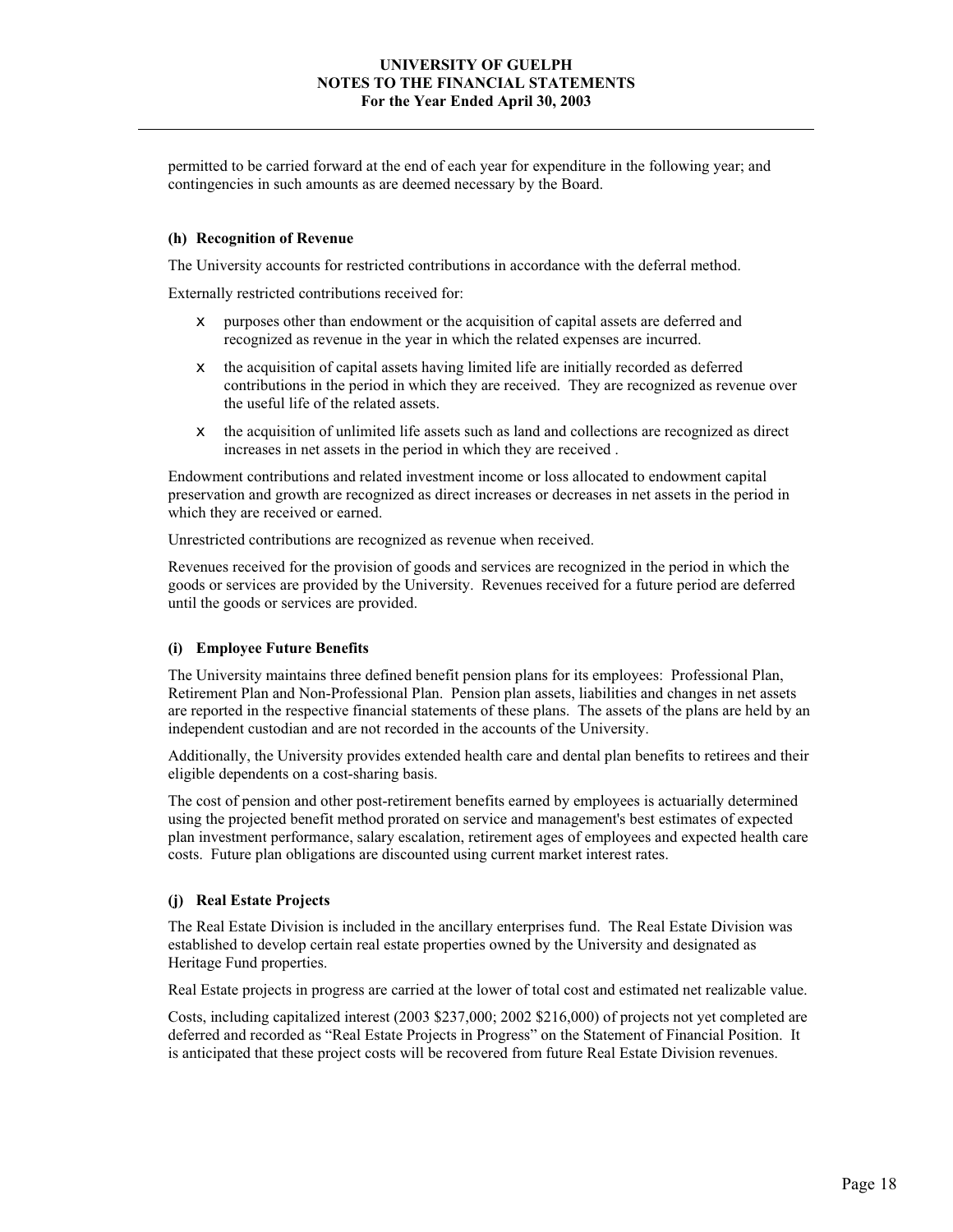permitted to be carried forward at the end of each year for expenditure in the following year; and contingencies in such amounts as are deemed necessary by the Board.

### (h) Recognition of Revenue

The University accounts for restricted contributions in accordance with the deferral method.

Externally restricted contributions received for:

- purposes other than endowment or the acquisition of capital assets are deferred and recognized as revenue in the year in which the related expenses are incurred.
- the acquisition of capital assets having limited life are initially recorded as deferred contributions in the period in which they are received. They are recognized as revenue over the useful life of the related assets.
- the acquisition of unlimited life assets such as land and collections are recognized as direct increases in net assets in the period in which they are received .

Endowment contributions and related investment income or loss allocated to endowment capital preservation and growth are recognized as direct increases or decreases in net assets in the period in which they are received or earned.

Unrestricted contributions are recognized as revenue when received.

Revenues received for the provision of goods and services are recognized in the period in which the goods or services are provided by the University. Revenues received for a future period are deferred until the goods or services are provided.

### (i) Employee Future Benefits

The University maintains three defined benefit pension plans for its employees: Professional Plan, Retirement Plan and Non-Professional Plan. Pension plan assets, liabilities and changes in net assets are reported in the respective financial statements of these plans. The assets of the plans are held by an independent custodian and are not recorded in the accounts of the University.

Additionally, the University provides extended health care and dental plan benefits to retirees and their eligible dependents on a cost-sharing basis.

The cost of pension and other post-retirement benefits earned by employees is actuarially determined using the projected benefit method prorated on service and management's best estimates of expected plan investment performance, salary escalation, retirement ages of employees and expected health care costs. Future plan obligations are discounted using current market interest rates.

### (j) Real Estate Projects

The Real Estate Division is included in the ancillary enterprises fund. The Real Estate Division was established to develop certain real estate properties owned by the University and designated as Heritage Fund properties.

Real Estate projects in progress are carried at the lower of total cost and estimated net realizable value.

Costs, including capitalized interest (2003 $237,000; 2002 $216,000) of projects not yet completed are deferred and recorded as "Real Estate Projects in Progress" on the Statement of Financial Position. It is anticipated that these project costs will be recovered from future Real Estate Division revenues.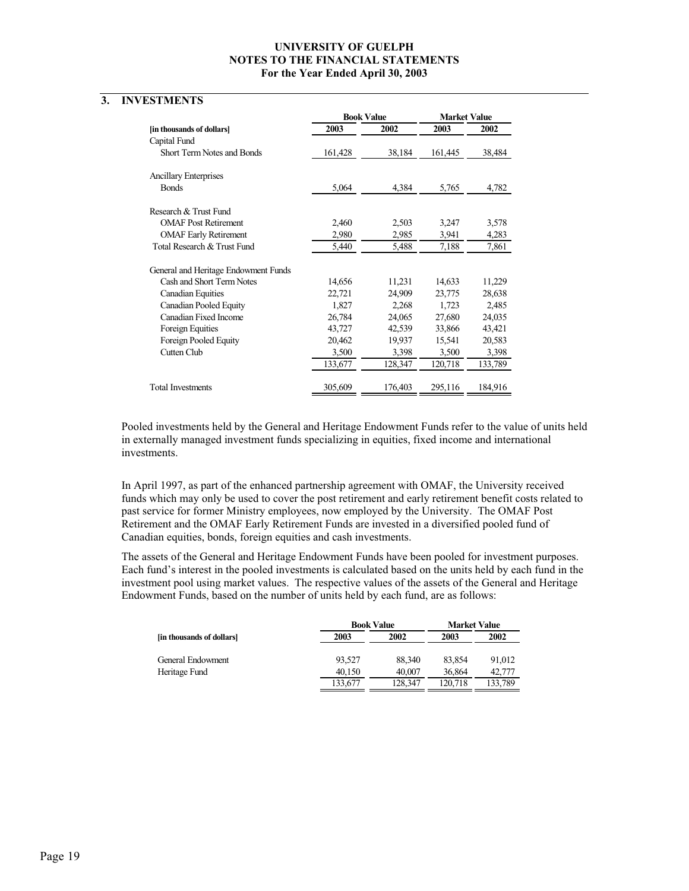UNIVERSITY OF GUELPH
NOTES TO THE FINANCIAL STATEMENTS
For the Year Ended April 30, 2003

## 3. INVESTMENTS

| | Book Value | | Market Value | |
|---|---|---|---|---|
| [in thousands of dollars] | 2003 | 2002 | 2003 | 2002 |
| Capital Fund | | | | |
| Short Term Notes and Bonds | 161,428 | 38,184 | 161,445 | 38,484 |
| Ancillary Enterprises | | | | |
| Bonds | 5,064 | 4,384 | 5,765 | 4,782 |
| Research & Trust Fund | | | | |
| OMAF Post Retirement | 2,460 | 2,503 | 3,247 | 3,578 |
| OMAF Early Retirement | 2,980 | 2,985 | 3,941 | 4,283 |
| Total Research & Trust Fund | 5,440 | 5,488 | 7,188 | 7,861 |
| General and Heritage Endowment Funds | | | | |
| Cash and Short Term Notes | 14,656 | 11,231 | 14,633 | 11,229 |
| Canadian Equities | 22,721 | 24,909 | 23,775 | 28,638 |
| Canadian Pooled Equity | 1,827 | 2,268 | 1,723 | 2,485 |
| Canadian Fixed Income | 26,784 | 24,065 | 27,680 | 24,035 |
| Foreign Equities | 43,727 | 42,539 | 33,866 | 43,421 |
| Foreign Pooled Equity | 20,462 | 19,937 | 15,541 | 20,583 |
| Cutten Club | 3,500 | 3,398 | 3,500 | 3,398 |
| | 133,677 | 128,347 | 120,718 | 133,789 |
| Total Investments | 305,609 | 176,403 | 295,116 | 184,916 |

Pooled investments held by the General and Heritage Endowment Funds refer to the value of units held in externally managed investment funds specializing in equities, fixed income and international investments.

In April 1997, as part of the enhanced partnership agreement with OMAF, the University received funds which may only be used to cover the post retirement and early retirement benefit costs related to past service for former Ministry employees, now employed by the University. The OMAF Post Retirement and the OMAF Early Retirement Funds are invested in a diversified pooled fund of Canadian equities, bonds, foreign equities and cash investments.

The assets of the General and Heritage Endowment Funds have been pooled for investment purposes. Each fund's interest in the pooled investments is calculated based on the units held by each fund in the investment pool using market values. The respective values of the assets of the General and Heritage Endowment Funds, based on the number of units held by each fund, are as follows:

| | Book Value | | Market Value | |
|---|---|---|---|---|
| [in thousands of dollars] | 2003 | 2002 | 2003 | 2002 |
| General Endowment | 93,527 | 88,340 | 83,854 | 91,012 |
| Heritage Fund | 40,150 | 40,007 | 36,864 | 42,777 |
| | 133,677 | 128,347 | 120,718 | 133,789 |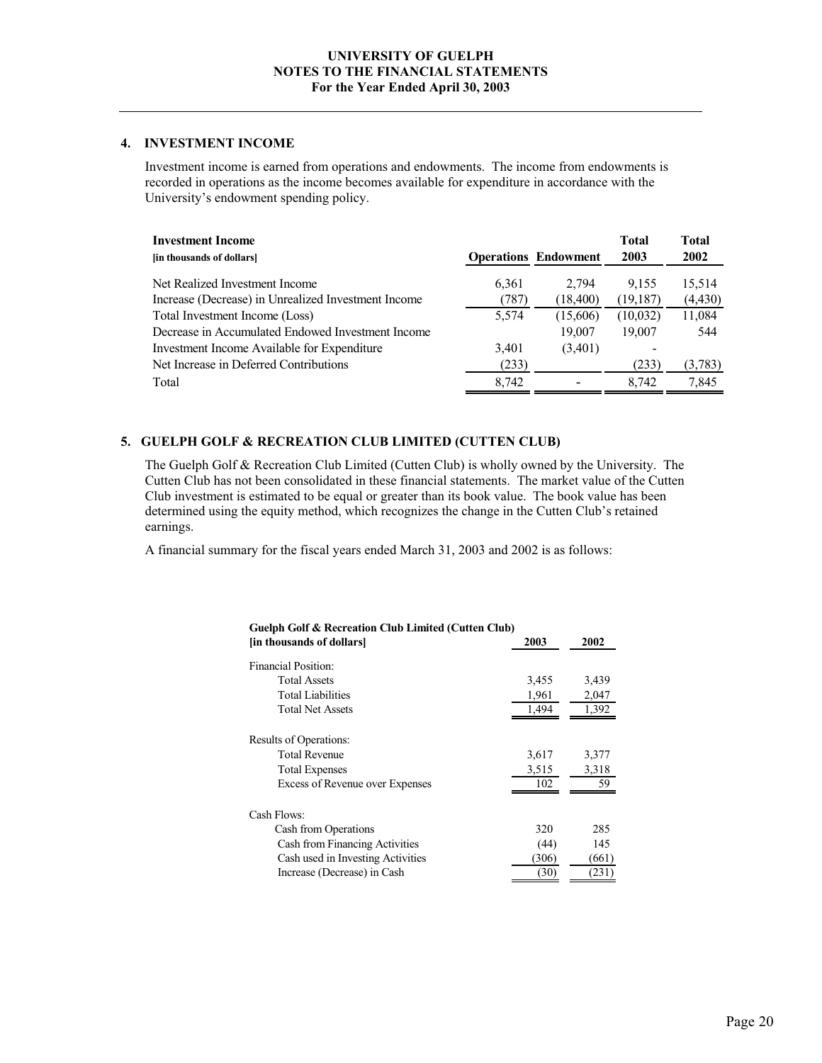## 4. INVESTMENT INCOME

Investment income is earned from operations and endowments. The income from endowments is recorded in operations as the income becomes available for expenditure in accordance with the University's endowment spending policy.

| **Investment Income** [in thousands of dollars] | **Operations** | **Endowment** | **Total 2003** | **Total 2002** |
|---|---|---|---|---|
| Net Realized Investment Income | 6,361 | 2,794 | 9,155 | 15,514 |
| Increase (Decrease) in Unrealized Investment Income | (787) | (18,400) | (19,187) | (4,430) |
| Total Investment Income (Loss) | 5,574 | (15,606) | (10,032) | 11,084 |
| Decrease in Accumulated Endowed Investment Income | | 19,007 | 19,007 | 544 |
| Investment Income Available for Expenditure | 3,401 | (3,401) | - | |
| Net Increase in Deferred Contributions | (233) | | (233) | (3,783) |
| Total | 8,742 | - | 8,742 | 7,845 |

## 5. GUELPH GOLF & RECREATION CLUB LIMITED (CUTTEN CLUB)

The Guelph Golf & Recreation Club Limited (Cutten Club) is wholly owned by the University. The Cutten Club has not been consolidated in these financial statements. The market value of the Cutten Club investment is estimated to be equal or greater than its book value. The book value has been determined using the equity method, which recognizes the change in the Cutten Club's retained earnings.

A financial summary for the fiscal years ended March 31, 2003 and 2002 is as follows:

| **Guelph Golf & Recreation Club Limited (Cutten Club)** [in thousands of dollars] | **2003** | **2002** |
|---|---|---|
| Financial Position: | | |
| Total Assets | 3,455 | 3,439 |
| Total Liabilities | 1,961 | 2,047 |
| Total Net Assets | 1,494 | 1,392 |
| Results of Operations: | | |
| Total Revenue | 3,617 | 3,377 |
| Total Expenses | 3,515 | 3,318 |
| Excess of Revenue over Expenses | 102 | 59 |
| Cash Flows: | | |
| Cash from Operations | 320 | 285 |
| Cash from Financing Activities | (44) | 145 |
| Cash used in Investing Activities | (306) | (661) |
| Increase (Decrease) in Cash | (30) | (231) |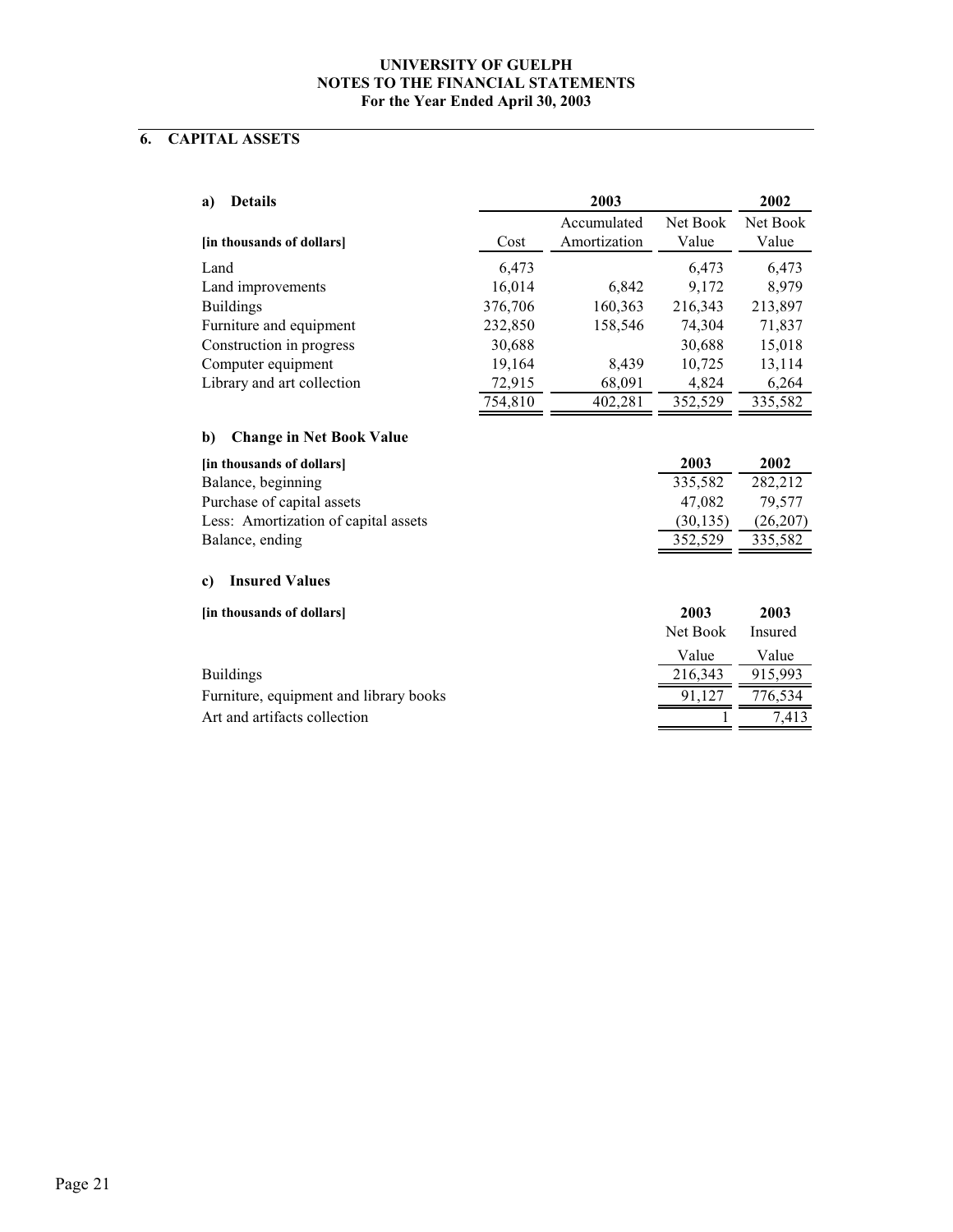UNIVERSITY OF GUELPH
NOTES TO THE FINANCIAL STATEMENTS
For the Year Ended April 30, 2003

## 6. CAPITAL ASSETS

### a) Details

| [in thousands of dollars] | 2003 Cost | 2003 Accumulated Amortization | 2003 Net Book Value | 2002 Net Book Value |
|---|---|---|---|---|
| Land | 6,473 | | 6,473 | 6,473 |
| Land improvements | 16,014 | 6,842 | 9,172 | 8,979 |
| Buildings | 376,706 | 160,363 | 216,343 | 213,897 |
| Furniture and equipment | 232,850 | 158,546 | 74,304 | 71,837 |
| Construction in progress | 30,688 | | 30,688 | 15,018 |
| Computer equipment | 19,164 | 8,439 | 10,725 | 13,114 |
| Library and art collection | 72,915 | 68,091 | 4,824 | 6,264 |
| | 754,810 | 402,281 | 352,529 | 335,582 |

### b) Change in Net Book Value

| [in thousands of dollars] | 2003 | 2002 |
|---|---|---|
| Balance, beginning | 335,582 | 282,212 |
| Purchase of capital assets | 47,082 | 79,577 |
| Less: Amortization of capital assets | (30,135) | (26,207) |
| Balance, ending | 352,529 | 335,582 |

### c) Insured Values

| [in thousands of dollars] | 2003 Net Book Value | 2003 Insured Value |
|---|---|---|
| Buildings | 216,343 | 915,993 |
| Furniture, equipment and library books | 91,127 | 776,534 |
| Art and artifacts collection | 1 | 7,413 |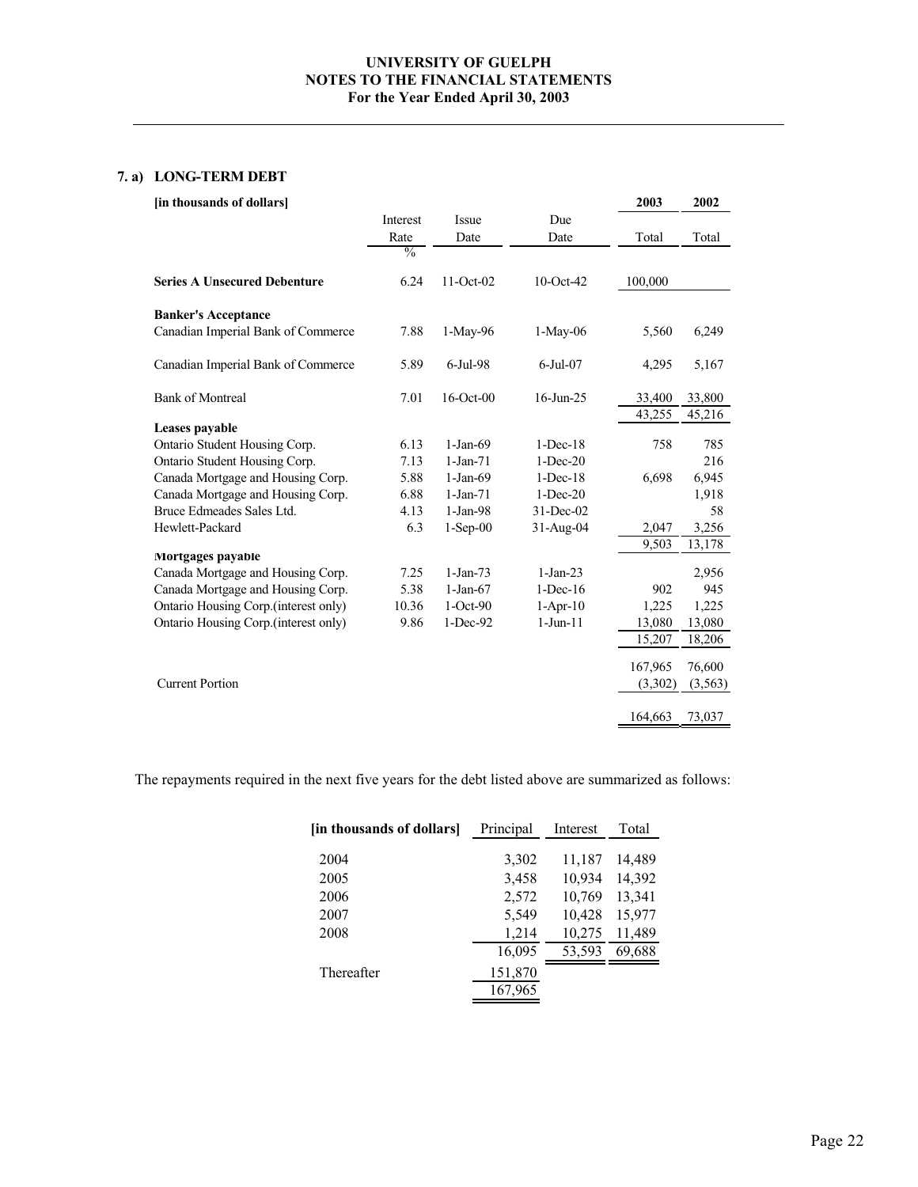**UNIVERSITY OF GUELPH**
**NOTES TO THE FINANCIAL STATEMENTS**
**For the Year Ended April 30, 2003**

## 7. a) LONG-TERM DEBT

| [in thousands of dollars] | Interest Rate % | Issue Date | Due Date | 2003 Total | 2002 Total |
|---|---|---|---|---|---|
| **Series A Unsecured Debenture** | 6.24 | 11-Oct-02 | 10-Oct-42 | 100,000 | |
| **Banker's Acceptance** | | | | | |
| Canadian Imperial Bank of Commerce | 7.88 | 1-May-96 | 1-May-06 | 5,560 | 6,249 |
| Canadian Imperial Bank of Commerce | 5.89 | 6-Jul-98 | 6-Jul-07 | 4,295 | 5,167 |
| Bank of Montreal | 7.01 | 16-Oct-00 | 16-Jun-25 | 33,400 | 33,800 |
| | | | | 43,255 | 45,216 |
| **Leases payable** | | | | | |
| Ontario Student Housing Corp. | 6.13 | 1-Jan-69 | 1-Dec-18 | 758 | 785 |
| Ontario Student Housing Corp. | 7.13 | 1-Jan-71 | 1-Dec-20 | | 216 |
| Canada Mortgage and Housing Corp. | 5.88 | 1-Jan-69 | 1-Dec-18 | 6,698 | 6,945 |
| Canada Mortgage and Housing Corp. | 6.88 | 1-Jan-71 | 1-Dec-20 | | 1,918 |
| Bruce Edmeades Sales Ltd. | 4.13 | 1-Jan-98 | 31-Dec-02 | | 58 |
| Hewlett-Packard | 6.3 | 1-Sep-00 | 31-Aug-04 | 2,047 | 3,256 |
| | | | | 9,503 | 13,178 |
| **Mortgages payable** | | | | | |
| Canada Mortgage and Housing Corp. | 7.25 | 1-Jan-73 | 1-Jan-23 | | 2,956 |
| Canada Mortgage and Housing Corp. | 5.38 | 1-Jan-67 | 1-Dec-16 | 902 | 945 |
| Ontario Housing Corp.(interest only) | 10.36 | 1-Oct-90 | 1-Apr-10 | 1,225 | 1,225 |
| Ontario Housing Corp.(interest only) | 9.86 | 1-Dec-92 | 1-Jun-11 | 13,080 | 13,080 |
| | | | | 15,207 | 18,206 |
| | | | | 167,965 | 76,600 |
| Current Portion | | | | (3,302) | (3,563) |
| | | | | 164,663 | 73,037 |

The repayments required in the next five years for the debt listed above are summarized as follows:

| [in thousands of dollars] | Principal | Interest | Total |
|---|---|---|---|
| 2004 | 3,302 | 11,187 | 14,489 |
| 2005 | 3,458 | 10,934 | 14,392 |
| 2006 | 2,572 | 10,769 | 13,341 |
| 2007 | 5,549 | 10,428 | 15,977 |
| 2008 | 1,214 | 10,275 | 11,489 |
| | 16,095 | 53,593 | 69,688 |
| Thereafter | 151,870 | | |
| | 167,965 | | |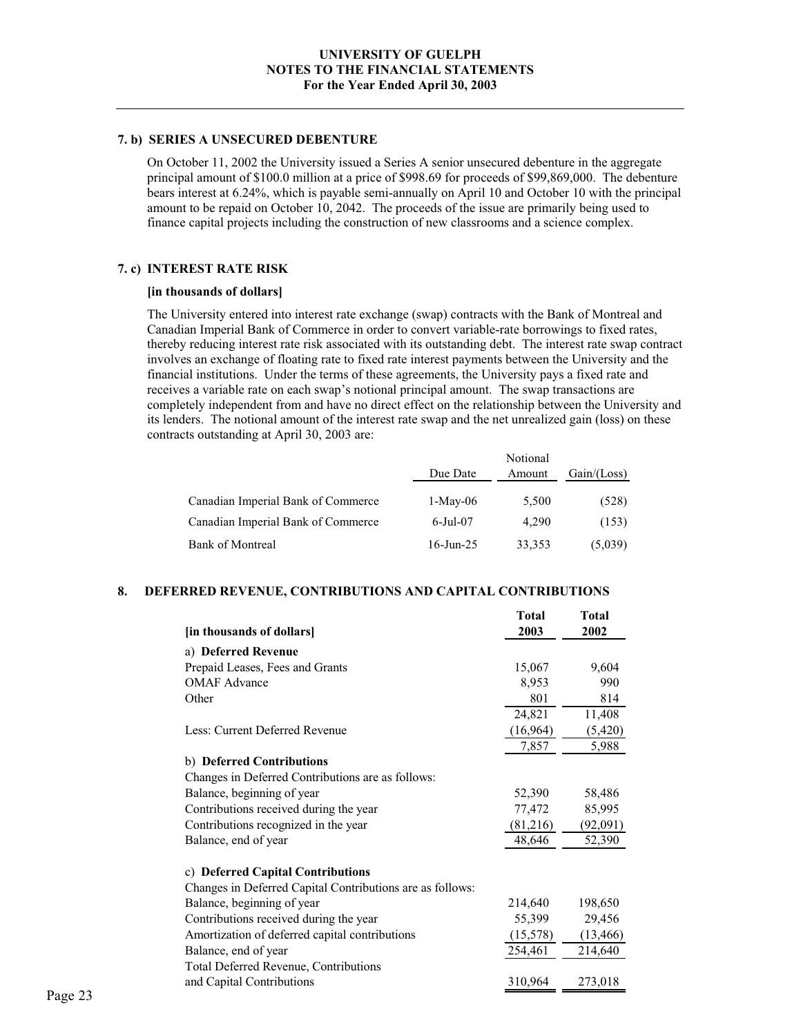## 7. b) SERIES A UNSECURED DEBENTURE

On October 11, 2002 the University issued a Series A senior unsecured debenture in the aggregate principal amount of $100.0 million at a price of $998.69 for proceeds of $99,869,000. The debenture bears interest at 6.24%, which is payable semi-annually on April 10 and October 10 with the principal amount to be repaid on October 10, 2042. The proceeds of the issue are primarily being used to finance capital projects including the construction of new classrooms and a science complex.

## 7. c) INTEREST RATE RISK

**[in thousands of dollars]**

The University entered into interest rate exchange (swap) contracts with the Bank of Montreal and Canadian Imperial Bank of Commerce in order to convert variable-rate borrowings to fixed rates, thereby reducing interest rate risk associated with its outstanding debt. The interest rate swap contract involves an exchange of floating rate to fixed rate interest payments between the University and the financial institutions. Under the terms of these agreements, the University pays a fixed rate and receives a variable rate on each swap's notional principal amount. The swap transactions are completely independent from and have no direct effect on the relationship between the University and its lenders. The notional amount of the interest rate swap and the net unrealized gain (loss) on these contracts outstanding at April 30, 2003 are:

| | Due Date | Notional Amount | Gain/(Loss) |
|---|---|---|---|
| Canadian Imperial Bank of Commerce | 1-May-06 | 5,500 | (528) |
| Canadian Imperial Bank of Commerce | 6-Jul-07 | 4,290 | (153) |
| Bank of Montreal | 16-Jun-25 | 33,353 | (5,039) |

## 8. DEFERRED REVENUE, CONTRIBUTIONS AND CAPITAL CONTRIBUTIONS

| [in thousands of dollars] | Total 2003 | Total 2002 |
|---|---|---|
| a) **Deferred Revenue** | | |
| Prepaid Leases, Fees and Grants | 15,067 | 9,604 |
| OMAF Advance | 8,953 | 990 |
| Other | 801 | 814 |
| | 24,821 | 11,408 |
| Less: Current Deferred Revenue | (16,964) | (5,420) |
| | 7,857 | 5,988 |
| b) **Deferred Contributions** | | |
| Changes in Deferred Contributions are as follows: | | |
| Balance, beginning of year | 52,390 | 58,486 |
| Contributions received during the year | 77,472 | 85,995 |
| Contributions recognized in the year | (81,216) | (92,091) |
| Balance, end of year | 48,646 | 52,390 |
| c) **Deferred Capital Contributions** | | |
| Changes in Deferred Capital Contributions are as follows: | | |
| Balance, beginning of year | 214,640 | 198,650 |
| Contributions received during the year | 55,399 | 29,456 |
| Amortization of deferred capital contributions | (15,578) | (13,466) |
| Balance, end of year | 254,461 | 214,640 |
| Total Deferred Revenue, Contributions and Capital Contributions | 310,964 | 273,018 |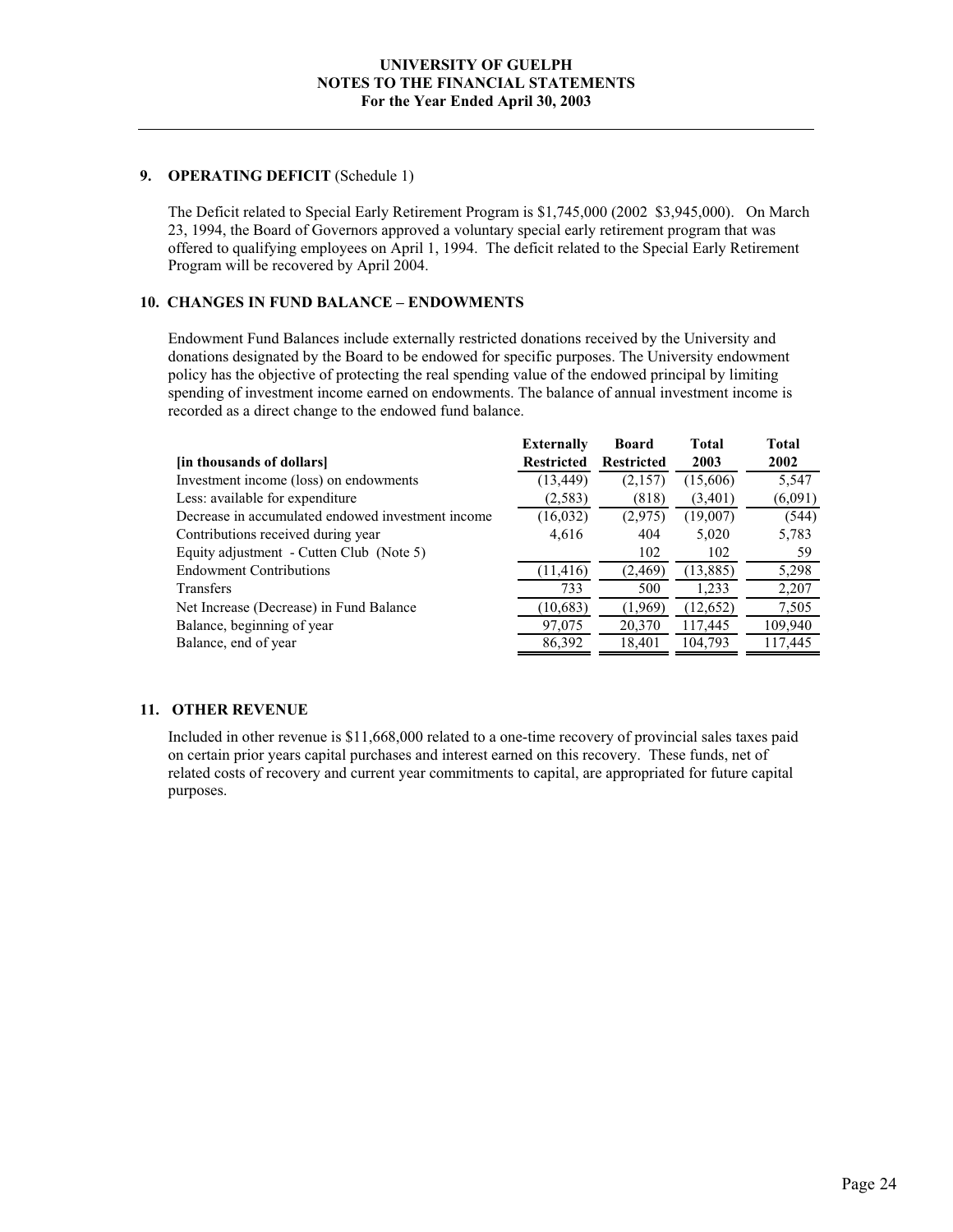**UNIVERSITY OF GUELPH**
**NOTES TO THE FINANCIAL STATEMENTS**
**For the Year Ended April 30, 2003**

### 9. OPERATING DEFICIT (Schedule 1)

The Deficit related to Special Early Retirement Program is $1,745,000 (2002 $3,945,000). On March 23, 1994, the Board of Governors approved a voluntary special early retirement program that was offered to qualifying employees on April 1, 1994. The deficit related to the Special Early Retirement Program will be recovered by April 2004.

### 10. CHANGES IN FUND BALANCE – ENDOWMENTS

Endowment Fund Balances include externally restricted donations received by the University and donations designated by the Board to be endowed for specific purposes. The University endowment policy has the objective of protecting the real spending value of the endowed principal by limiting spending of investment income earned on endowments. The balance of annual investment income is recorded as a direct change to the endowed fund balance.

| [in thousands of dollars] | Externally Restricted | Board Restricted | Total 2003 | Total 2002 |
|---|---|---|---|---|
| Investment income (loss) on endowments | (13,449) | (2,157) | (15,606) | 5,547 |
| Less: available for expenditure | (2,583) | (818) | (3,401) | (6,091) |
| Decrease in accumulated endowed investment income | (16,032) | (2,975) | (19,007) | (544) |
| Contributions received during year | 4,616 | 404 | 5,020 | 5,783 |
| Equity adjustment - Cutten Club (Note 5) | | 102 | 102 | 59 |
| Endowment Contributions | (11,416) | (2,469) | (13,885) | 5,298 |
| Transfers | 733 | 500 | 1,233 | 2,207 |
| Net Increase (Decrease) in Fund Balance | (10,683) | (1,969) | (12,652) | 7,505 |
| Balance, beginning of year | 97,075 | 20,370 | 117,445 | 109,940 |
| Balance, end of year | 86,392 | 18,401 | 104,793 | 117,445 |

### 11. OTHER REVENUE

Included in other revenue is $11,668,000 related to a one-time recovery of provincial sales taxes paid on certain prior years capital purchases and interest earned on this recovery. These funds, net of related costs of recovery and current year commitments to capital, are appropriated for future capital purposes.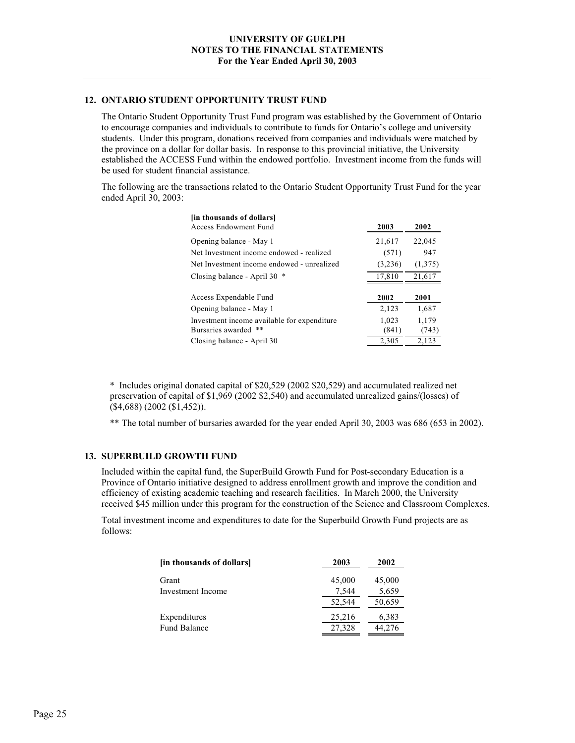## 12. ONTARIO STUDENT OPPORTUNITY TRUST FUND

The Ontario Student Opportunity Trust Fund program was established by the Government of Ontario to encourage companies and individuals to contribute to funds for Ontario's college and university students. Under this program, donations received from companies and individuals were matched by the province on a dollar for dollar basis. In response to this provincial initiative, the University established the ACCESS Fund within the endowed portfolio. Investment income from the funds will be used for student financial assistance.

The following are the transactions related to the Ontario Student Opportunity Trust Fund for the year ended April 30, 2003:

| [in thousands of dollars] Access Endowment Fund | 2003 | 2002 |
|---|---|---|
| Opening balance - May 1 | 21,617 | 22,045 |
| Net Investment income endowed - realized | (571) | 947 |
| Net Investment income endowed - unrealized | (3,236) | (1,375) |
| Closing balance - April 30 * | 17,810 | 21,617 |

| Access Expendable Fund | 2002 | 2001 |
|---|---|---|
| Opening balance - May 1 | 2,123 | 1,687 |
| Investment income available for expenditure | 1,023 | 1,179 |
| Bursaries awarded ** | (841) | (743) |
| Closing balance - April 30 | 2,305 | 2,123 |

* Includes original donated capital of $20,529 (2002 $20,529) and accumulated realized net preservation of capital of $1,969 (2002 $2,540) and accumulated unrealized gains/(losses) of ($4,688) (2002 ($1,452)).

** The total number of bursaries awarded for the year ended April 30, 2003 was 686 (653 in 2002).

## 13. SUPERBUILD GROWTH FUND

Included within the capital fund, the SuperBuild Growth Fund for Post-secondary Education is a Province of Ontario initiative designed to address enrollment growth and improve the condition and efficiency of existing academic teaching and research facilities. In March 2000, the University received $45 million under this program for the construction of the Science and Classroom Complexes.

Total investment income and expenditures to date for the Superbuild Growth Fund projects are as follows:

| [in thousands of dollars] | 2003 | 2002 |
|---|---|---|
| Grant | 45,000 | 45,000 |
| Investment Income | 7,544 | 5,659 |
| | 52,544 | 50,659 |
| Expenditures | 25,216 | 6,383 |
| Fund Balance | 27,328 | 44,276 |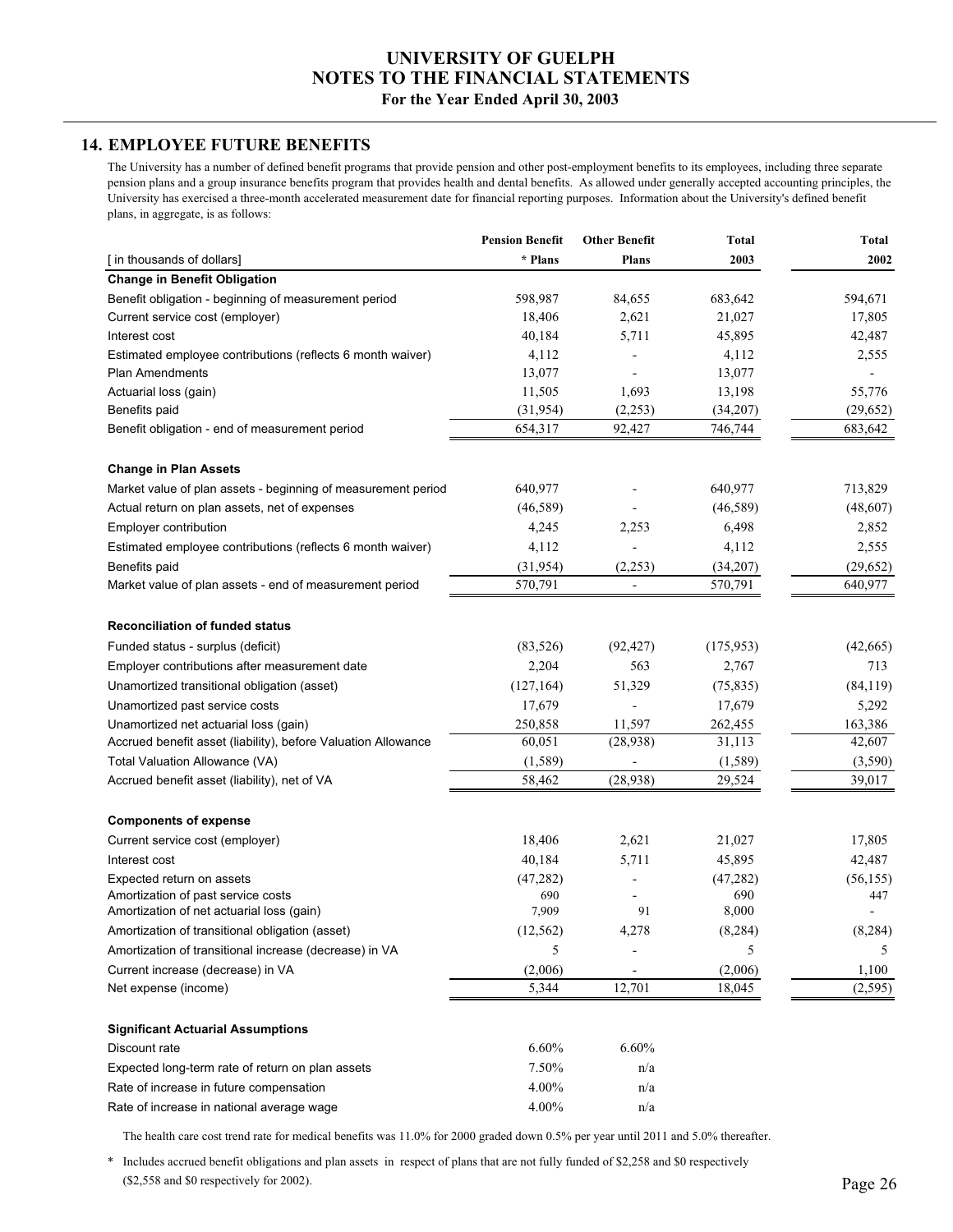## 14. EMPLOYEE FUTURE BENEFITS

The University has a number of defined benefit programs that provide pension and other post-employment benefits to its employees, including three separate pension plans and a group insurance benefits program that provides health and dental benefits. As allowed under generally accepted accounting principles, the University has exercised a three-month accelerated measurement date for financial reporting purposes. Information about the University's defined benefit plans, in aggregate, is as follows:

| [ in thousands of dollars] | Pension Benefit * Plans | Other Benefit Plans | Total 2003 | Total 2002 |
|---|---|---|---|---|
| **Change in Benefit Obligation** | | | | |
| Benefit obligation - beginning of measurement period | 598,987 | 84,655 | 683,642 | 594,671 |
| Current service cost (employer) | 18,406 | 2,621 | 21,027 | 17,805 |
| Interest cost | 40,184 | 5,711 | 45,895 | 42,487 |
| Estimated employee contributions (reflects 6 month waiver) | 4,112 | - | 4,112 | 2,555 |
| Plan Amendments | 13,077 | - | 13,077 | - |
| Actuarial loss (gain) | 11,505 | 1,693 | 13,198 | 55,776 |
| Benefits paid | (31,954) | (2,253) | (34,207) | (29,652) |
| Benefit obligation - end of measurement period | 654,317 | 92,427 | 746,744 | 683,642 |
| **Change in Plan Assets** | | | | |
| Market value of plan assets - beginning of measurement period | 640,977 | - | 640,977 | 713,829 |
| Actual return on plan assets, net of expenses | (46,589) | - | (46,589) | (48,607) |
| Employer contribution | 4,245 | 2,253 | 6,498 | 2,852 |
| Estimated employee contributions (reflects 6 month waiver) | 4,112 | - | 4,112 | 2,555 |
| Benefits paid | (31,954) | (2,253) | (34,207) | (29,652) |
| Market value of plan assets - end of measurement period | 570,791 | - | 570,791 | 640,977 |
| **Reconciliation of funded status** | | | | |
| Funded status - surplus (deficit) | (83,526) | (92,427) | (175,953) | (42,665) |
| Employer contributions after measurement date | 2,204 | 563 | 2,767 | 713 |
| Unamortized transitional obligation (asset) | (127,164) | 51,329 | (75,835) | (84,119) |
| Unamortized past service costs | 17,679 | - | 17,679 | 5,292 |
| Unamortized net actuarial loss (gain) | 250,858 | 11,597 | 262,455 | 163,386 |
| Accrued benefit asset (liability), before Valuation Allowance | 60,051 | (28,938) | 31,113 | 42,607 |
| Total Valuation Allowance (VA) | (1,589) | - | (1,589) | (3,590) |
| Accrued benefit asset (liability), net of VA | 58,462 | (28,938) | 29,524 | 39,017 |
| **Components of expense** | | | | |
| Current service cost (employer) | 18,406 | 2,621 | 21,027 | 17,805 |
| Interest cost | 40,184 | 5,711 | 45,895 | 42,487 |
| Expected return on assets | (47,282) | - | (47,282) | (56,155) |
| Amortization of past service costs | 690 | - | 690 | 447 |
| Amortization of net actuarial loss (gain) | 7,909 | 91 | 8,000 | - |
| Amortization of transitional obligation (asset) | (12,562) | 4,278 | (8,284) | (8,284) |
| Amortization of transitional increase (decrease) in VA | 5 | - | 5 | 5 |
| Current increase (decrease) in VA | (2,006) | - | (2,006) | 1,100 |
| Net expense (income) | 5,344 | 12,701 | 18,045 | (2,595) |
| **Significant Actuarial Assumptions** | | | | |
| Discount rate | 6.60% | 6.60% | | |
| Expected long-term rate of return on plan assets | 7.50% | n/a | | |
| Rate of increase in future compensation | 4.00% | n/a | | |
| Rate of increase in national average wage | 4.00% | n/a | | |

The health care cost trend rate for medical benefits was 11.0% for 2000 graded down 0.5% per year until 2011 and 5.0% thereafter.

\* Includes accrued benefit obligations and plan assets in respect of plans that are not fully funded of $2,258 and $0 respectively ($2,558 and $0 respectively for 2002).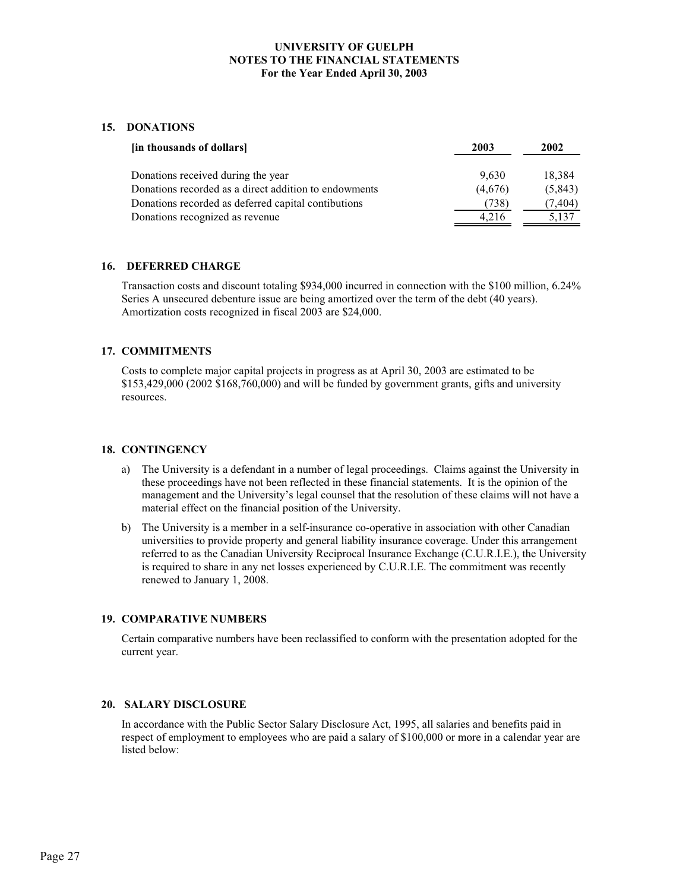**UNIVERSITY OF GUELPH**
**NOTES TO THE FINANCIAL STATEMENTS**
**For the Year Ended April 30, 2003**

## 15. DONATIONS

| **[in thousands of dollars]** | **2003** | **2002** |
|---|---|---|
| Donations received during the year | 9,630 | 18,384 |
| Donations recorded as a direct addition to endowments | (4,676) | (5,843) |
| Donations recorded as deferred capital contibutions | (738) | (7,404) |
| Donations recognized as revenue | 4,216 | 5,137 |

## 16. DEFERRED CHARGE

Transaction costs and discount totaling $934,000 incurred in connection with the $100 million, 6.24% Series A unsecured debenture issue are being amortized over the term of the debt (40 years). Amortization costs recognized in fiscal 2003 are $24,000.

## 17. COMMITMENTS

Costs to complete major capital projects in progress as at April 30, 2003 are estimated to be $153,429,000 (2002 $168,760,000) and will be funded by government grants, gifts and university resources.

## 18. CONTINGENCY

a) The University is a defendant in a number of legal proceedings. Claims against the University in these proceedings have not been reflected in these financial statements. It is the opinion of the management and the University's legal counsel that the resolution of these claims will not have a material effect on the financial position of the University.

b) The University is a member in a self-insurance co-operative in association with other Canadian universities to provide property and general liability insurance coverage. Under this arrangement referred to as the Canadian University Reciprocal Insurance Exchange (C.U.R.I.E.), the University is required to share in any net losses experienced by C.U.R.I.E. The commitment was recently renewed to January 1, 2008.

## 19. COMPARATIVE NUMBERS

Certain comparative numbers have been reclassified to conform with the presentation adopted for the current year.

## 20. SALARY DISCLOSURE

In accordance with the Public Sector Salary Disclosure Act, 1995, all salaries and benefits paid in respect of employment to employees who are paid a salary of $100,000 or more in a calendar year are listed below: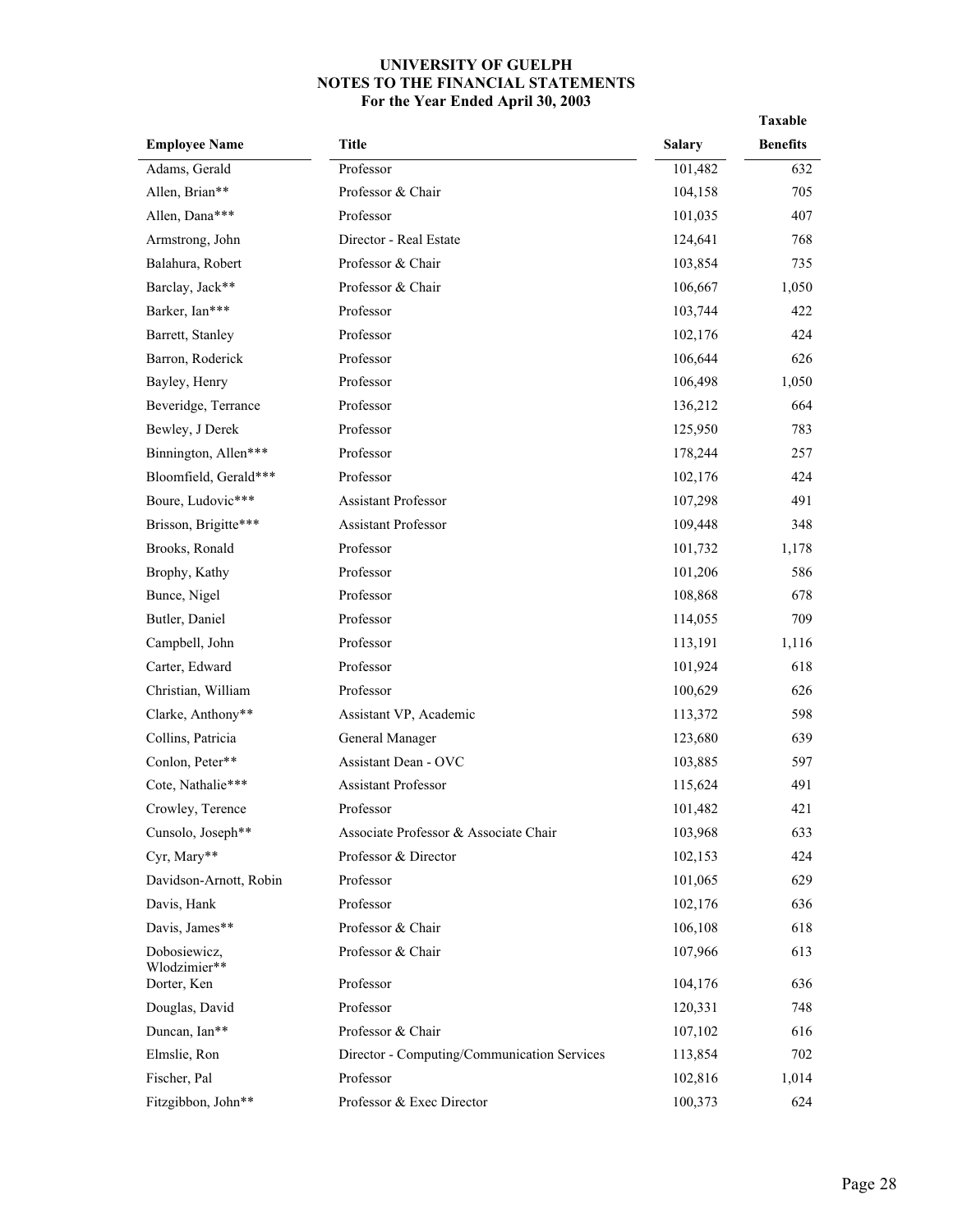**UNIVERSITY OF GUELPH**
**NOTES TO THE FINANCIAL STATEMENTS**
**For the Year Ended April 30, 2003**

| Employee Name | Title | Salary | Taxable Benefits |
|---|---|---|---|
| Adams, Gerald | Professor | 101,482 | 632 |
| Allen, Brian** | Professor & Chair | 104,158 | 705 |
| Allen, Dana*** | Professor | 101,035 | 407 |
| Armstrong, John | Director - Real Estate | 124,641 | 768 |
| Balahura, Robert | Professor & Chair | 103,854 | 735 |
| Barclay, Jack** | Professor & Chair | 106,667 | 1,050 |
| Barker, Ian*** | Professor | 103,744 | 422 |
| Barrett, Stanley | Professor | 102,176 | 424 |
| Barron, Roderick | Professor | 106,644 | 626 |
| Bayley, Henry | Professor | 106,498 | 1,050 |
| Beveridge, Terrance | Professor | 136,212 | 664 |
| Bewley, J Derek | Professor | 125,950 | 783 |
| Binnington, Allen*** | Professor | 178,244 | 257 |
| Bloomfield, Gerald*** | Professor | 102,176 | 424 |
| Boure, Ludovic*** | Assistant Professor | 107,298 | 491 |
| Brisson, Brigitte*** | Assistant Professor | 109,448 | 348 |
| Brooks, Ronald | Professor | 101,732 | 1,178 |
| Brophy, Kathy | Professor | 101,206 | 586 |
| Bunce, Nigel | Professor | 108,868 | 678 |
| Butler, Daniel | Professor | 114,055 | 709 |
| Campbell, John | Professor | 113,191 | 1,116 |
| Carter, Edward | Professor | 101,924 | 618 |
| Christian, William | Professor | 100,629 | 626 |
| Clarke, Anthony** | Assistant VP, Academic | 113,372 | 598 |
| Collins, Patricia | General Manager | 123,680 | 639 |
| Conlon, Peter** | Assistant Dean - OVC | 103,885 | 597 |
| Cote, Nathalie*** | Assistant Professor | 115,624 | 491 |
| Crowley, Terence | Professor | 101,482 | 421 |
| Cunsolo, Joseph** | Associate Professor & Associate Chair | 103,968 | 633 |
| Cyr, Mary** | Professor & Director | 102,153 | 424 |
| Davidson-Arnott, Robin | Professor | 101,065 | 629 |
| Davis, Hank | Professor | 102,176 | 636 |
| Davis, James** | Professor & Chair | 106,108 | 618 |
| Dobosiewicz, Wlodzimier** | Professor & Chair | 107,966 | 613 |
| Dorter, Ken | Professor | 104,176 | 636 |
| Douglas, David | Professor | 120,331 | 748 |
| Duncan, Ian** | Professor & Chair | 107,102 | 616 |
| Elmslie, Ron | Director - Computing/Communication Services | 113,854 | 702 |
| Fischer, Pal | Professor | 102,816 | 1,014 |
| Fitzgibbon, John** | Professor & Exec Director | 100,373 | 624 |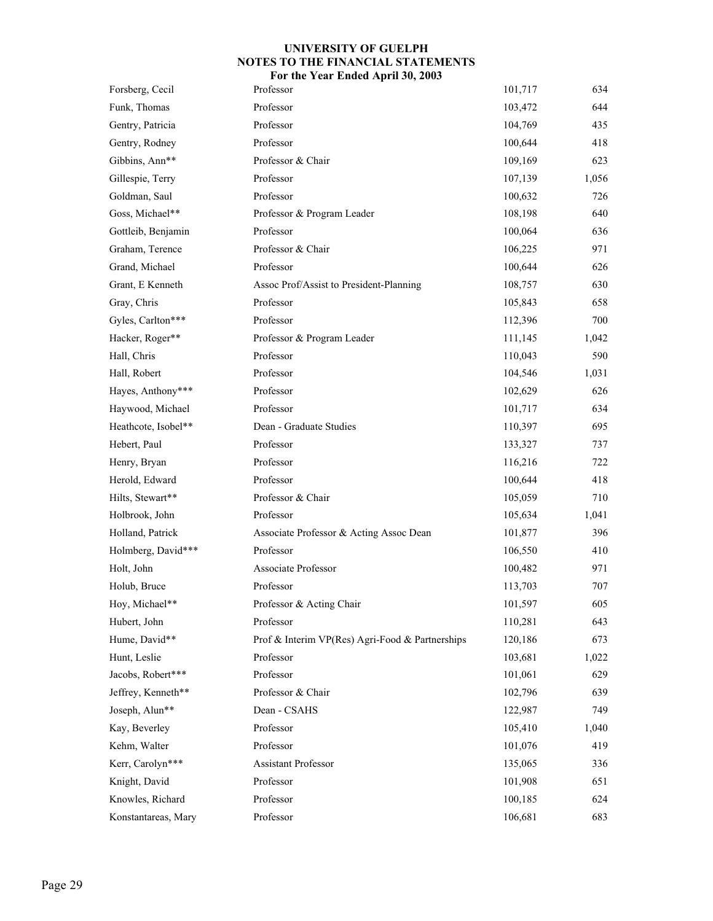# UNIVERSITY OF GUELPH
## NOTES TO THE FINANCIAL STATEMENTS
### For the Year Ended April 30, 2003

| | | | |
|---|---|---|---|
| Forsberg, Cecil | Professor | 101,717 | 634 |
| Funk, Thomas | Professor | 103,472 | 644 |
| Gentry, Patricia | Professor | 104,769 | 435 |
| Gentry, Rodney | Professor | 100,644 | 418 |
| Gibbins, Ann** | Professor & Chair | 109,169 | 623 |
| Gillespie, Terry | Professor | 107,139 | 1,056 |
| Goldman, Saul | Professor | 100,632 | 726 |
| Goss, Michael** | Professor & Program Leader | 108,198 | 640 |
| Gottleib, Benjamin | Professor | 100,064 | 636 |
| Graham, Terence | Professor & Chair | 106,225 | 971 |
| Grand, Michael | Professor | 100,644 | 626 |
| Grant, E Kenneth | Assoc Prof/Assist to President-Planning | 108,757 | 630 |
| Gray, Chris | Professor | 105,843 | 658 |
| Gyles, Carlton*** | Professor | 112,396 | 700 |
| Hacker, Roger** | Professor & Program Leader | 111,145 | 1,042 |
| Hall, Chris | Professor | 110,043 | 590 |
| Hall, Robert | Professor | 104,546 | 1,031 |
| Hayes, Anthony*** | Professor | 102,629 | 626 |
| Haywood, Michael | Professor | 101,717 | 634 |
| Heathcote, Isobel** | Dean - Graduate Studies | 110,397 | 695 |
| Hebert, Paul | Professor | 133,327 | 737 |
| Henry, Bryan | Professor | 116,216 | 722 |
| Herold, Edward | Professor | 100,644 | 418 |
| Hilts, Stewart** | Professor & Chair | 105,059 | 710 |
| Holbrook, John | Professor | 105,634 | 1,041 |
| Holland, Patrick | Associate Professor & Acting Assoc Dean | 101,877 | 396 |
| Holmberg, David*** | Professor | 106,550 | 410 |
| Holt, John | Associate Professor | 100,482 | 971 |
| Holub, Bruce | Professor | 113,703 | 707 |
| Hoy, Michael** | Professor & Acting Chair | 101,597 | 605 |
| Hubert, John | Professor | 110,281 | 643 |
| Hume, David** | Prof & Interim VP(Res) Agri-Food & Partnerships | 120,186 | 673 |
| Hunt, Leslie | Professor | 103,681 | 1,022 |
| Jacobs, Robert*** | Professor | 101,061 | 629 |
| Jeffrey, Kenneth** | Professor & Chair | 102,796 | 639 |
| Joseph, Alun** | Dean - CSAHS | 122,987 | 749 |
| Kay, Beverley | Professor | 105,410 | 1,040 |
| Kehm, Walter | Professor | 101,076 | 419 |
| Kerr, Carolyn*** | Assistant Professor | 135,065 | 336 |
| Knight, David | Professor | 101,908 | 651 |
| Knowles, Richard | Professor | 100,185 | 624 |
| Konstantareas, Mary | Professor | 106,681 | 683 |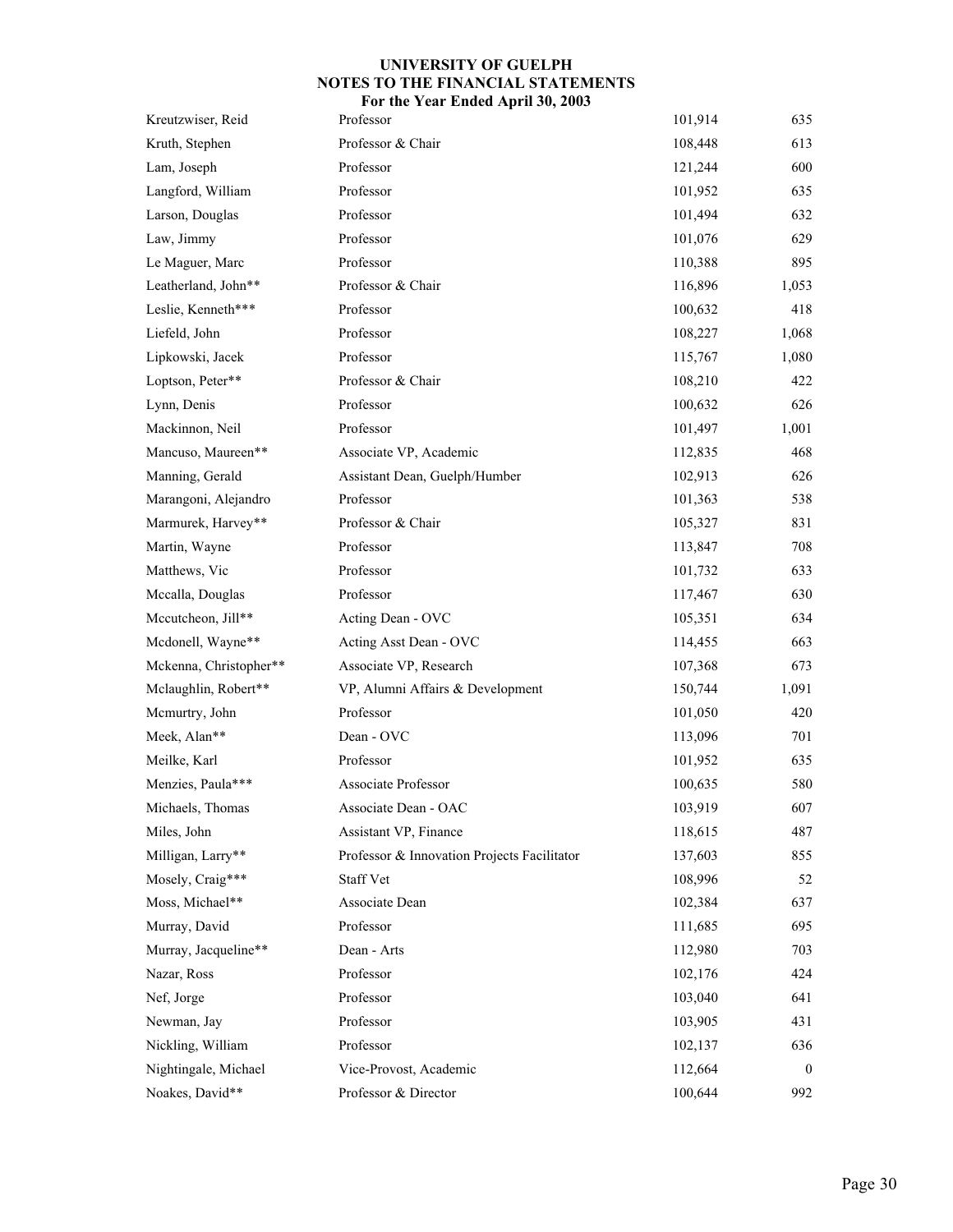**UNIVERSITY OF GUELPH**
**NOTES TO THE FINANCIAL STATEMENTS**
**For the Year Ended April 30, 2003**

| | | | |
|---|---|---|---|
| Kreutzwiser, Reid | Professor | 101,914 | 635 |
| Kruth, Stephen | Professor & Chair | 108,448 | 613 |
| Lam, Joseph | Professor | 121,244 | 600 |
| Langford, William | Professor | 101,952 | 635 |
| Larson, Douglas | Professor | 101,494 | 632 |
| Law, Jimmy | Professor | 101,076 | 629 |
| Le Maguer, Marc | Professor | 110,388 | 895 |
| Leatherland, John** | Professor & Chair | 116,896 | 1,053 |
| Leslie, Kenneth*** | Professor | 100,632 | 418 |
| Liefeld, John | Professor | 108,227 | 1,068 |
| Lipkowski, Jacek | Professor | 115,767 | 1,080 |
| Loptson, Peter** | Professor & Chair | 108,210 | 422 |
| Lynn, Denis | Professor | 100,632 | 626 |
| Mackinnon, Neil | Professor | 101,497 | 1,001 |
| Mancuso, Maureen** | Associate VP, Academic | 112,835 | 468 |
| Manning, Gerald | Assistant Dean, Guelph/Humber | 102,913 | 626 |
| Marangoni, Alejandro | Professor | 101,363 | 538 |
| Marmurek, Harvey** | Professor & Chair | 105,327 | 831 |
| Martin, Wayne | Professor | 113,847 | 708 |
| Matthews, Vic | Professor | 101,732 | 633 |
| Mccalla, Douglas | Professor | 117,467 | 630 |
| Mccutcheon, Jill** | Acting Dean - OVC | 105,351 | 634 |
| Mcdonell, Wayne** | Acting Asst Dean - OVC | 114,455 | 663 |
| Mckenna, Christopher** | Associate VP, Research | 107,368 | 673 |
| Mclaughlin, Robert** | VP, Alumni Affairs & Development | 150,744 | 1,091 |
| Mcmurtry, John | Professor | 101,050 | 420 |
| Meek, Alan** | Dean - OVC | 113,096 | 701 |
| Meilke, Karl | Professor | 101,952 | 635 |
| Menzies, Paula*** | Associate Professor | 100,635 | 580 |
| Michaels, Thomas | Associate Dean - OAC | 103,919 | 607 |
| Miles, John | Assistant VP, Finance | 118,615 | 487 |
| Milligan, Larry** | Professor & Innovation Projects Facilitator | 137,603 | 855 |
| Mosely, Craig*** | Staff Vet | 108,996 | 52 |
| Moss, Michael** | Associate Dean | 102,384 | 637 |
| Murray, David | Professor | 111,685 | 695 |
| Murray, Jacqueline** | Dean - Arts | 112,980 | 703 |
| Nazar, Ross | Professor | 102,176 | 424 |
| Nef, Jorge | Professor | 103,040 | 641 |
| Newman, Jay | Professor | 103,905 | 431 |
| Nickling, William | Professor | 102,137 | 636 |
| Nightingale, Michael | Vice-Provost, Academic | 112,664 | 0 |
| Noakes, David** | Professor & Director | 100,644 | 992 |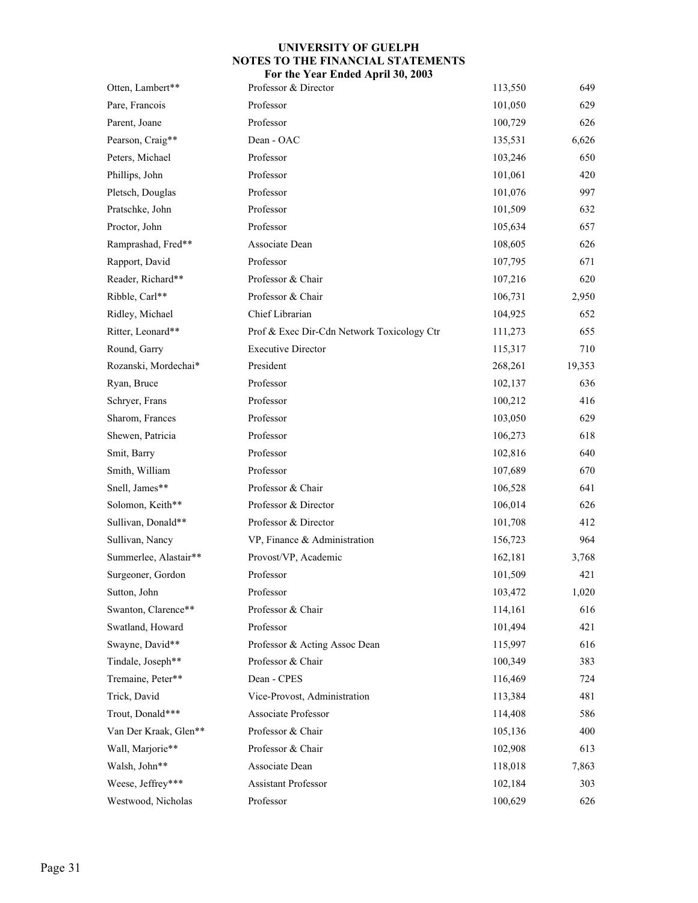# UNIVERSITY OF GUELPH
## NOTES TO THE FINANCIAL STATEMENTS
### For the Year Ended April 30, 2003

| | | | |
|---|---|---|---|
| Otten, Lambert** | Professor & Director | 113,550 | 649 |
| Pare, Francois | Professor | 101,050 | 629 |
| Parent, Joane | Professor | 100,729 | 626 |
| Pearson, Craig** | Dean - OAC | 135,531 | 6,626 |
| Peters, Michael | Professor | 103,246 | 650 |
| Phillips, John | Professor | 101,061 | 420 |
| Pletsch, Douglas | Professor | 101,076 | 997 |
| Pratschke, John | Professor | 101,509 | 632 |
| Proctor, John | Professor | 105,634 | 657 |
| Ramprashad, Fred** | Associate Dean | 108,605 | 626 |
| Rapport, David | Professor | 107,795 | 671 |
| Reader, Richard** | Professor & Chair | 107,216 | 620 |
| Ribble, Carl** | Professor & Chair | 106,731 | 2,950 |
| Ridley, Michael | Chief Librarian | 104,925 | 652 |
| Ritter, Leonard** | Prof & Exec Dir-Cdn Network Toxicology Ctr | 111,273 | 655 |
| Round, Garry | Executive Director | 115,317 | 710 |
| Rozanski, Mordechai* | President | 268,261 | 19,353 |
| Ryan, Bruce | Professor | 102,137 | 636 |
| Schryer, Frans | Professor | 100,212 | 416 |
| Sharom, Frances | Professor | 103,050 | 629 |
| Shewen, Patricia | Professor | 106,273 | 618 |
| Smit, Barry | Professor | 102,816 | 640 |
| Smith, William | Professor | 107,689 | 670 |
| Snell, James** | Professor & Chair | 106,528 | 641 |
| Solomon, Keith** | Professor & Director | 106,014 | 626 |
| Sullivan, Donald** | Professor & Director | 101,708 | 412 |
| Sullivan, Nancy | VP, Finance & Administration | 156,723 | 964 |
| Summerlee, Alastair** | Provost/VP, Academic | 162,181 | 3,768 |
| Surgeoner, Gordon | Professor | 101,509 | 421 |
| Sutton, John | Professor | 103,472 | 1,020 |
| Swanton, Clarence** | Professor & Chair | 114,161 | 616 |
| Swatland, Howard | Professor | 101,494 | 421 |
| Swayne, David** | Professor & Acting Assoc Dean | 115,997 | 616 |
| Tindale, Joseph** | Professor & Chair | 100,349 | 383 |
| Tremaine, Peter** | Dean - CPES | 116,469 | 724 |
| Trick, David | Vice-Provost, Administration | 113,384 | 481 |
| Trout, Donald*** | Associate Professor | 114,408 | 586 |
| Van Der Kraak, Glen** | Professor & Chair | 105,136 | 400 |
| Wall, Marjorie** | Professor & Chair | 102,908 | 613 |
| Walsh, John** | Associate Dean | 118,018 | 7,863 |
| Weese, Jeffrey*** | Assistant Professor | 102,184 | 303 |
| Westwood, Nicholas | Professor | 100,629 | 626 |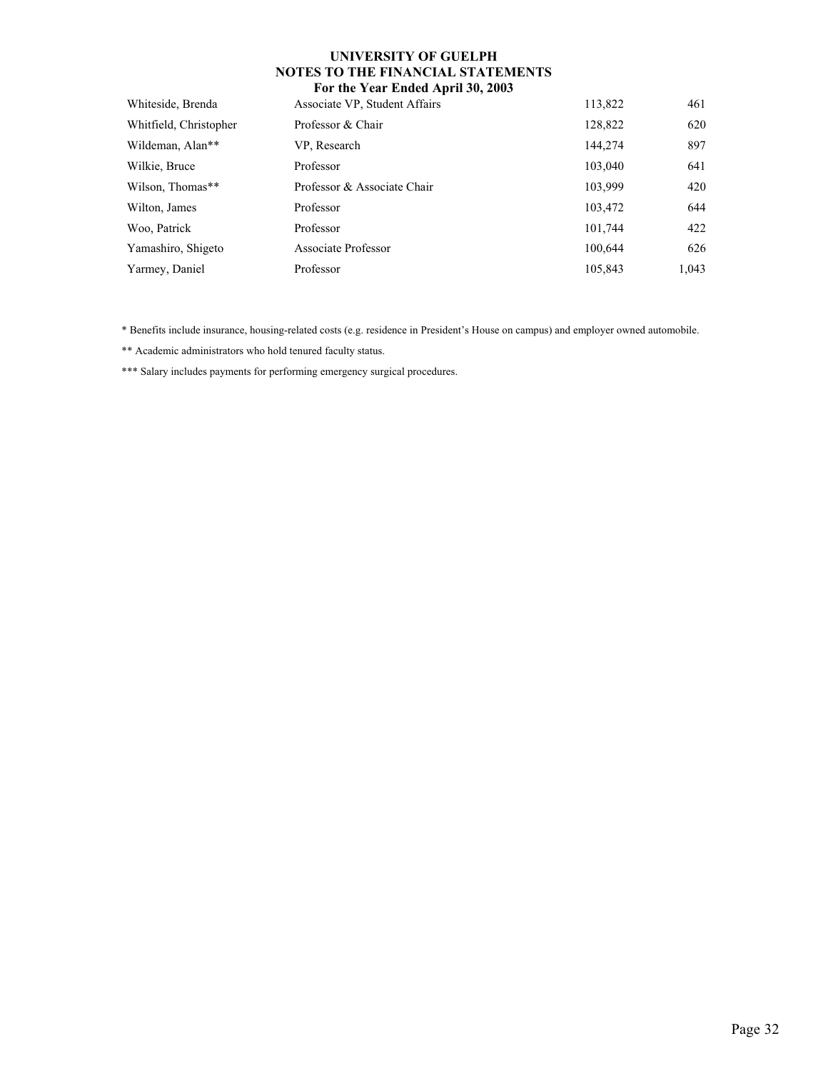**UNIVERSITY OF GUELPH**
**NOTES TO THE FINANCIAL STATEMENTS**
**For the Year Ended April 30, 2003**

| | | | |
|---|---|---|---|
| Whiteside, Brenda | Associate VP, Student Affairs | 113,822 | 461 |
| Whitfield, Christopher | Professor & Chair | 128,822 | 620 |
| Wildeman, Alan** | VP, Research | 144,274 | 897 |
| Wilkie, Bruce | Professor | 103,040 | 641 |
| Wilson, Thomas** | Professor & Associate Chair | 103,999 | 420 |
| Wilton, James | Professor | 103,472 | 644 |
| Woo, Patrick | Professor | 101,744 | 422 |
| Yamashiro, Shigeto | Associate Professor | 100,644 | 626 |
| Yarmey, Daniel | Professor | 105,843 | 1,043 |

* Benefits include insurance, housing-related costs (e.g. residence in President's House on campus) and employer owned automobile.

** Academic administrators who hold tenured faculty status.

*** Salary includes payments for performing emergency surgical procedures.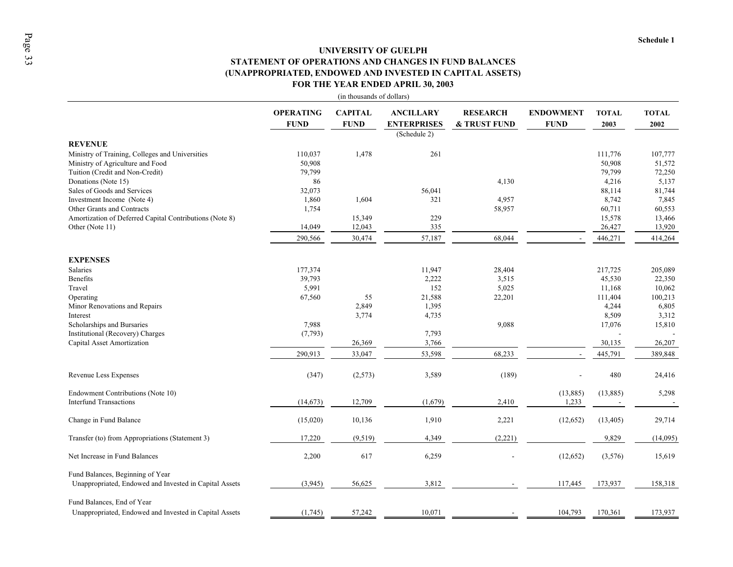Schedule 1

# UNIVERSITY OF GUELPH
## STATEMENT OF OPERATIONS AND CHANGES IN FUND BALANCES
## (UNAPPROPRIATED, ENDOWED AND INVESTED IN CAPITAL ASSETS)
## FOR THE YEAR ENDED APRIL 30, 2003

(in thousands of dollars)

| | OPERATING FUND | CAPITAL FUND | ANCILLARY ENTERPRISES (Schedule 2) | RESEARCH & TRUST FUND | ENDOWMENT FUND | TOTAL 2003 | TOTAL 2002 |
|---|---|---|---|---|---|---|---|
| **REVENUE** | | | | | | | |
| Ministry of Training, Colleges and Universities | 110,037 | 1,478 | 261 | | | 111,776 | 107,777 |
| Ministry of Agriculture and Food | 50,908 | | | | | 50,908 | 51,572 |
| Tuition (Credit and Non-Credit) | 79,799 | | | | | 79,799 | 72,250 |
| Donations (Note 15) | 86 | | | 4,130 | | 4,216 | 5,137 |
| Sales of Goods and Services | 32,073 | | 56,041 | | | 88,114 | 81,744 |
| Investment Income (Note 4) | 1,860 | 1,604 | 321 | 4,957 | | 8,742 | 7,845 |
| Other Grants and Contracts | 1,754 | | | 58,957 | | 60,711 | 60,553 |
| Amortization of Deferred Capital Contributions (Note 8) | | 15,349 | 229 | | | 15,578 | 13,466 |
| Other (Note 11) | 14,049 | 12,043 | 335 | | | 26,427 | 13,920 |
| | 290,566 | 30,474 | 57,187 | 68,044 | - | 446,271 | 414,264 |
| **EXPENSES** | | | | | | | |
| Salaries | 177,374 | | 11,947 | 28,404 | | 217,725 | 205,089 |
| Benefits | 39,793 | | 2,222 | 3,515 | | 45,530 | 22,350 |
| Travel | 5,991 | | 152 | 5,025 | | 11,168 | 10,062 |
| Operating | 67,560 | 55 | 21,588 | 22,201 | | 111,404 | 100,213 |
| Minor Renovations and Repairs | | 2,849 | 1,395 | | | 4,244 | 6,805 |
| Interest | | 3,774 | 4,735 | | | 8,509 | 3,312 |
| Scholarships and Bursaries | 7,988 | | | 9,088 | | 17,076 | 15,810 |
| Institutional (Recovery) Charges | (7,793) | | 7,793 | | | - | - |
| Capital Asset Amortization | | 26,369 | 3,766 | | | 30,135 | 26,207 |
| | 290,913 | 33,047 | 53,598 | 68,233 | - | 445,791 | 389,848 |
| Revenue Less Expenses | (347) | (2,573) | 3,589 | (189) | - | 480 | 24,416 |
| Endowment Contributions (Note 10) | | | | | (13,885) | (13,885) | 5,298 |
| Interfund Transactions | (14,673) | 12,709 | (1,679) | 2,410 | 1,233 | - | - |
| Change in Fund Balance | (15,020) | 10,136 | 1,910 | 2,221 | (12,652) | (13,405) | 29,714 |
| Transfer (to) from Appropriations (Statement 3) | 17,220 | (9,519) | 4,349 | (2,221) | | 9,829 | (14,095) |
| Net Increase in Fund Balances | 2,200 | 617 | 6,259 | - | (12,652) | (3,576) | 15,619 |
| Fund Balances, Beginning of Year | | | | | | | |
| Unappropriated, Endowed and Invested in Capital Assets | (3,945) | 56,625 | 3,812 | - | 117,445 | 173,937 | 158,318 |
| Fund Balances, End of Year | | | | | | | |
| Unappropriated, Endowed and Invested in Capital Assets | (1,745) | 57,242 | 10,071 | - | 104,793 | 170,361 | 173,937 |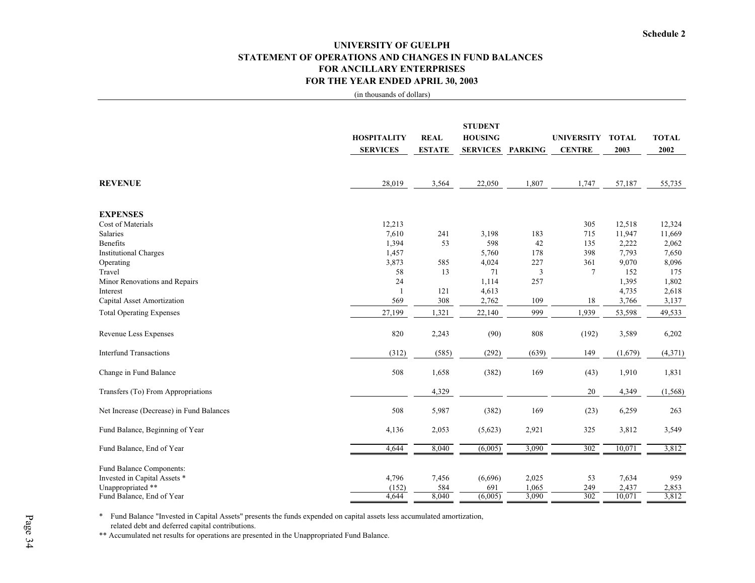Schedule 2

# UNIVERSITY OF GUELPH
## STATEMENT OF OPERATIONS AND CHANGES IN FUND BALANCES
## FOR ANCILLARY ENTERPRISES
## FOR THE YEAR ENDED APRIL 30, 2003

(in thousands of dollars)

| | HOSPITALITY SERVICES | REAL ESTATE | STUDENT HOUSING SERVICES | PARKING | UNIVERSITY CENTRE | TOTAL 2003 | TOTAL 2002 |
|---|---|---|---|---|---|---|---|
| **REVENUE** | 28,019 | 3,564 | 22,050 | 1,807 | 1,747 | 57,187 | 55,735 |
| **EXPENSES** | | | | | | | |
| Cost of Materials | 12,213 | | | | 305 | 12,518 | 12,324 |
| Salaries | 7,610 | 241 | 3,198 | 183 | 715 | 11,947 | 11,669 |
| Benefits | 1,394 | 53 | 598 | 42 | 135 | 2,222 | 2,062 |
| Institutional Charges | 1,457 | | 5,760 | 178 | 398 | 7,793 | 7,650 |
| Operating | 3,873 | 585 | 4,024 | 227 | 361 | 9,070 | 8,096 |
| Travel | 58 | 13 | 71 | 3 | 7 | 152 | 175 |
| Minor Renovations and Repairs | 24 | | 1,114 | 257 | | 1,395 | 1,802 |
| Interest | 1 | 121 | 4,613 | | | 4,735 | 2,618 |
| Capital Asset Amortization | 569 | 308 | 2,762 | 109 | 18 | 3,766 | 3,137 |
| Total Operating Expenses | 27,199 | 1,321 | 22,140 | 999 | 1,939 | 53,598 | 49,533 |
| Revenue Less Expenses | 820 | 2,243 | (90) | 808 | (192) | 3,589 | 6,202 |
| Interfund Transactions | (312) | (585) | (292) | (639) | 149 | (1,679) | (4,371) |
| Change in Fund Balance | 508 | 1,658 | (382) | 169 | (43) | 1,910 | 1,831 |
| Transfers (To) From Appropriations | | 4,329 | | | 20 | 4,349 | (1,568) |
| Net Increase (Decrease) in Fund Balances | 508 | 5,987 | (382) | 169 | (23) | 6,259 | 263 |
| Fund Balance, Beginning of Year | 4,136 | 2,053 | (5,623) | 2,921 | 325 | 3,812 | 3,549 |
| Fund Balance, End of Year | 4,644 | 8,040 | (6,005) | 3,090 | 302 | 10,071 | 3,812 |
| Fund Balance Components: | | | | | | | |
| Invested in Capital Assets * | 4,796 | 7,456 | (6,696) | 2,025 | 53 | 7,634 | 959 |
| Unappropriated ** | (152) | 584 | 691 | 1,065 | 249 | 2,437 | 2,853 |
| Fund Balance, End of Year | 4,644 | 8,040 | (6,005) | 3,090 | 302 | 10,071 | 3,812 |

\* Fund Balance "Invested in Capital Assets" presents the funds expended on capital assets less accumulated amortization, related debt and deferred capital contributions.

\** Accumulated net results for operations are presented in the Unappropriated Fund Balance.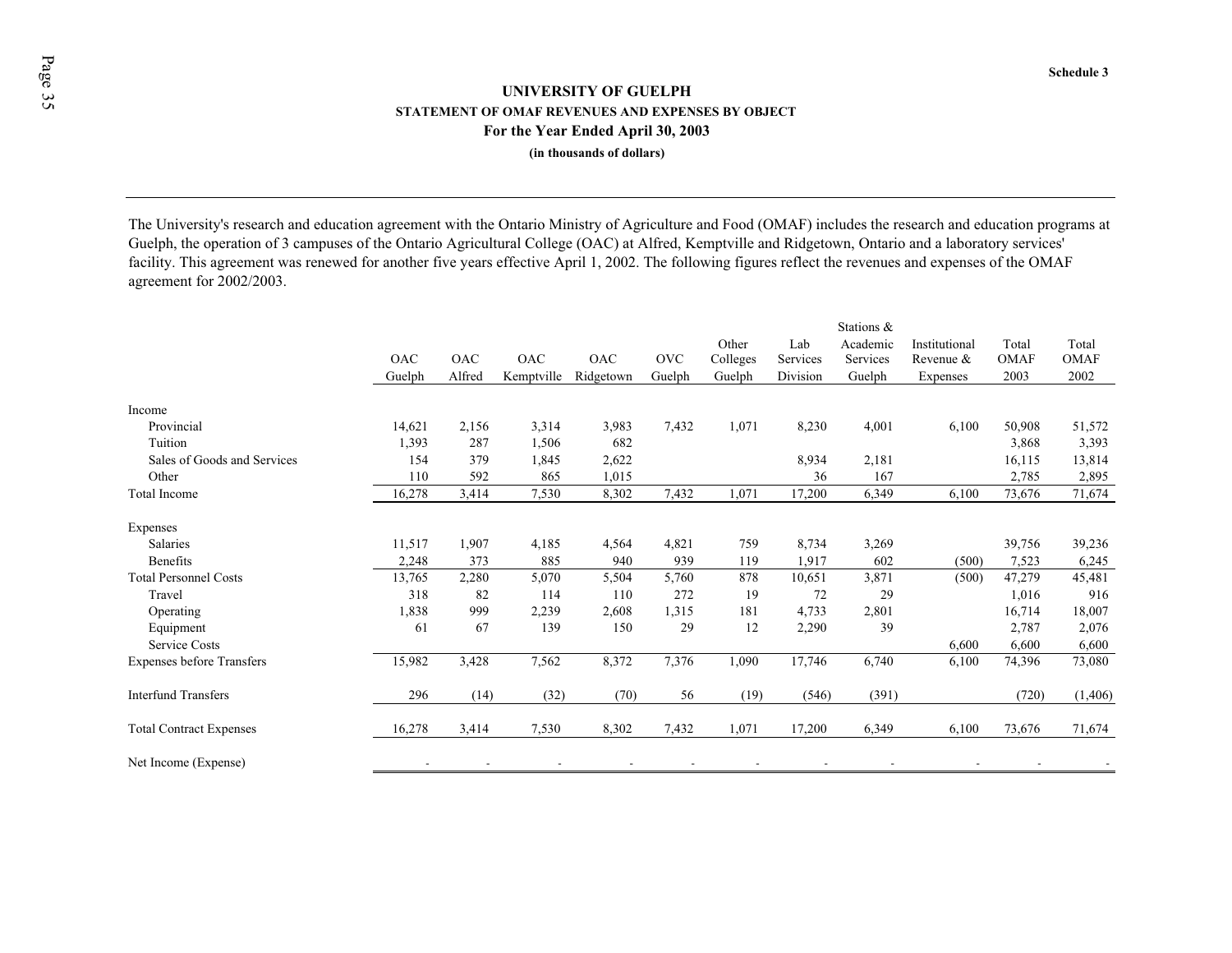Schedule 3

# UNIVERSITY OF GUELPH

## STATEMENT OF OMAF REVENUES AND EXPENSES BY OBJECT

### For the Year Ended April 30, 2003

**(in thousands of dollars)**

The University's research and education agreement with the Ontario Ministry of Agriculture and Food (OMAF) includes the research and education programs at Guelph, the operation of 3 campuses of the Ontario Agricultural College (OAC) at Alfred, Kemptville and Ridgetown, Ontario and a laboratory services' facility. This agreement was renewed for another five years effective April 1, 2002. The following figures reflect the revenues and expenses of the OMAF agreement for 2002/2003.

| | OAC Guelph | OAC Alfred | OAC Kemptville | OAC Ridgetown | OVC Guelph | Other Colleges Guelph | Lab Services Division | Stations & Academic Services Guelph | Institutional Revenue & Expenses | Total OMAF 2003 | Total OMAF 2002 |
|---|---|---|---|---|---|---|---|---|---|---|---|
| Income | | | | | | | | | | | |
| Provincial | 14,621 | 2,156 | 3,314 | 3,983 | 7,432 | 1,071 | 8,230 | 4,001 | 6,100 | 50,908 | 51,572 |
| Tuition | 1,393 | 287 | 1,506 | 682 | | | | | | 3,868 | 3,393 |
| Sales of Goods and Services | 154 | 379 | 1,845 | 2,622 | | | 8,934 | 2,181 | | 16,115 | 13,814 |
| Other | 110 | 592 | 865 | 1,015 | | | 36 | 167 | | 2,785 | 2,895 |
| Total Income | 16,278 | 3,414 | 7,530 | 8,302 | 7,432 | 1,071 | 17,200 | 6,349 | 6,100 | 73,676 | 71,674 |
| Expenses | | | | | | | | | | | |
| Salaries | 11,517 | 1,907 | 4,185 | 4,564 | 4,821 | 759 | 8,734 | 3,269 | | 39,756 | 39,236 |
| Benefits | 2,248 | 373 | 885 | 940 | 939 | 119 | 1,917 | 602 | (500) | 7,523 | 6,245 |
| Total Personnel Costs | 13,765 | 2,280 | 5,070 | 5,504 | 5,760 | 878 | 10,651 | 3,871 | (500) | 47,279 | 45,481 |
| Travel | 318 | 82 | 114 | 110 | 272 | 19 | 72 | 29 | | 1,016 | 916 |
| Operating | 1,838 | 999 | 2,239 | 2,608 | 1,315 | 181 | 4,733 | 2,801 | | 16,714 | 18,007 |
| Equipment | 61 | 67 | 139 | 150 | 29 | 12 | 2,290 | 39 | | 2,787 | 2,076 |
| Service Costs | | | | | | | | | 6,600 | 6,600 | 6,600 |
| Expenses before Transfers | 15,982 | 3,428 | 7,562 | 8,372 | 7,376 | 1,090 | 17,746 | 6,740 | 6,100 | 74,396 | 73,080 |
| Interfund Transfers | 296 | (14) | (32) | (70) | 56 | (19) | (546) | (391) | | (720) | (1,406) |
| Total Contract Expenses | 16,278 | 3,414 | 7,530 | 8,302 | 7,432 | 1,071 | 17,200 | 6,349 | 6,100 | 73,676 | 71,674 |
| Net Income (Expense) | - | - | - | - | - | - | - | - | - | - | - |